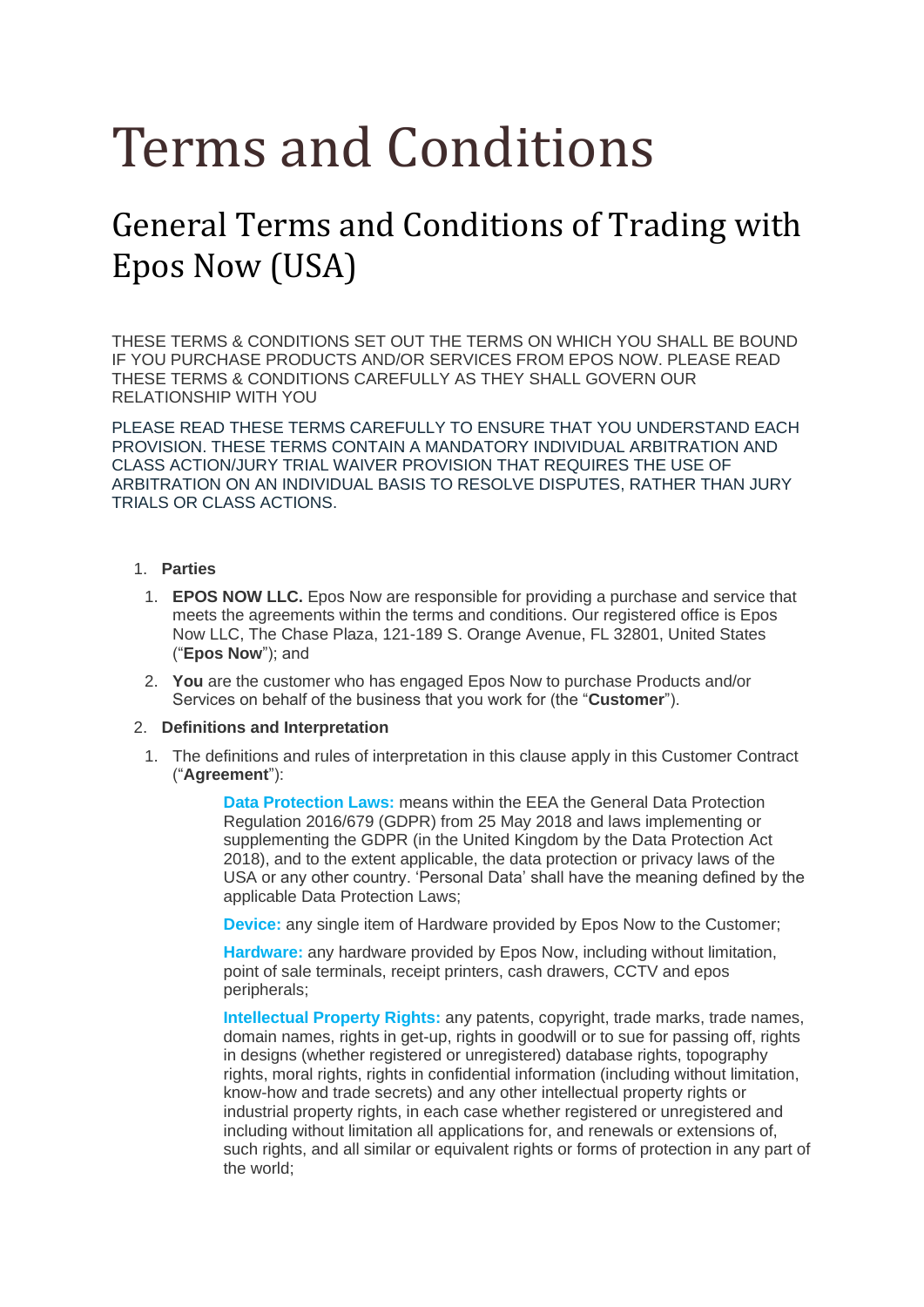# Terms and Conditions

## General Terms and Conditions of Trading with Epos Now (USA)

THESE TERMS & CONDITIONS SET OUT THE TERMS ON WHICH YOU SHALL BE BOUND IF YOU PURCHASE PRODUCTS AND/OR SERVICES FROM EPOS NOW. PLEASE READ THESE TERMS & CONDITIONS CAREFULLY AS THEY SHALL GOVERN OUR RELATIONSHIP WITH YOU

PLEASE READ THESE TERMS CAREFULLY TO ENSURE THAT YOU UNDERSTAND EACH PROVISION. THESE TERMS CONTAIN A MANDATORY INDIVIDUAL ARBITRATION AND CLASS ACTION/JURY TRIAL WAIVER PROVISION THAT REQUIRES THE USE OF ARBITRATION ON AN INDIVIDUAL BASIS TO RESOLVE DISPUTES, RATHER THAN JURY TRIALS OR CLASS ACTIONS.

1. **Parties**
   1. **EPOS NOW LLC.** Epos Now are responsible for providing a purchase and service that meets the agreements within the terms and conditions. Our registered office is Epos Now LLC, The Chase Plaza, 121-189 S. Orange Avenue, FL 32801, United States ("**Epos Now**"); and
   2. **You** are the customer who has engaged Epos Now to purchase Products and/or Services on behalf of the business that you work for (the "**Customer**").
2. **Definitions and Interpretation**
   1. The definitions and rules of interpretation in this clause apply in this Customer Contract ("**Agreement**"):

      **Data Protection Laws:** means within the EEA the General Data Protection Regulation 2016/679 (GDPR) from 25 May 2018 and laws implementing or supplementing the GDPR (in the United Kingdom by the Data Protection Act 2018), and to the extent applicable, the data protection or privacy laws of the USA or any other country. 'Personal Data' shall have the meaning defined by the applicable Data Protection Laws;

      **Device:** any single item of Hardware provided by Epos Now to the Customer;

      **Hardware:** any hardware provided by Epos Now, including without limitation, point of sale terminals, receipt printers, cash drawers, CCTV and epos peripherals;

      **Intellectual Property Rights:** any patents, copyright, trade marks, trade names, domain names, rights in get-up, rights in goodwill or to sue for passing off, rights in designs (whether registered or unregistered) database rights, topography rights, moral rights, rights in confidential information (including without limitation, know-how and trade secrets) and any other intellectual property rights or industrial property rights, in each case whether registered or unregistered and including without limitation all applications for, and renewals or extensions of, such rights, and all similar or equivalent rights or forms of protection in any part of the world;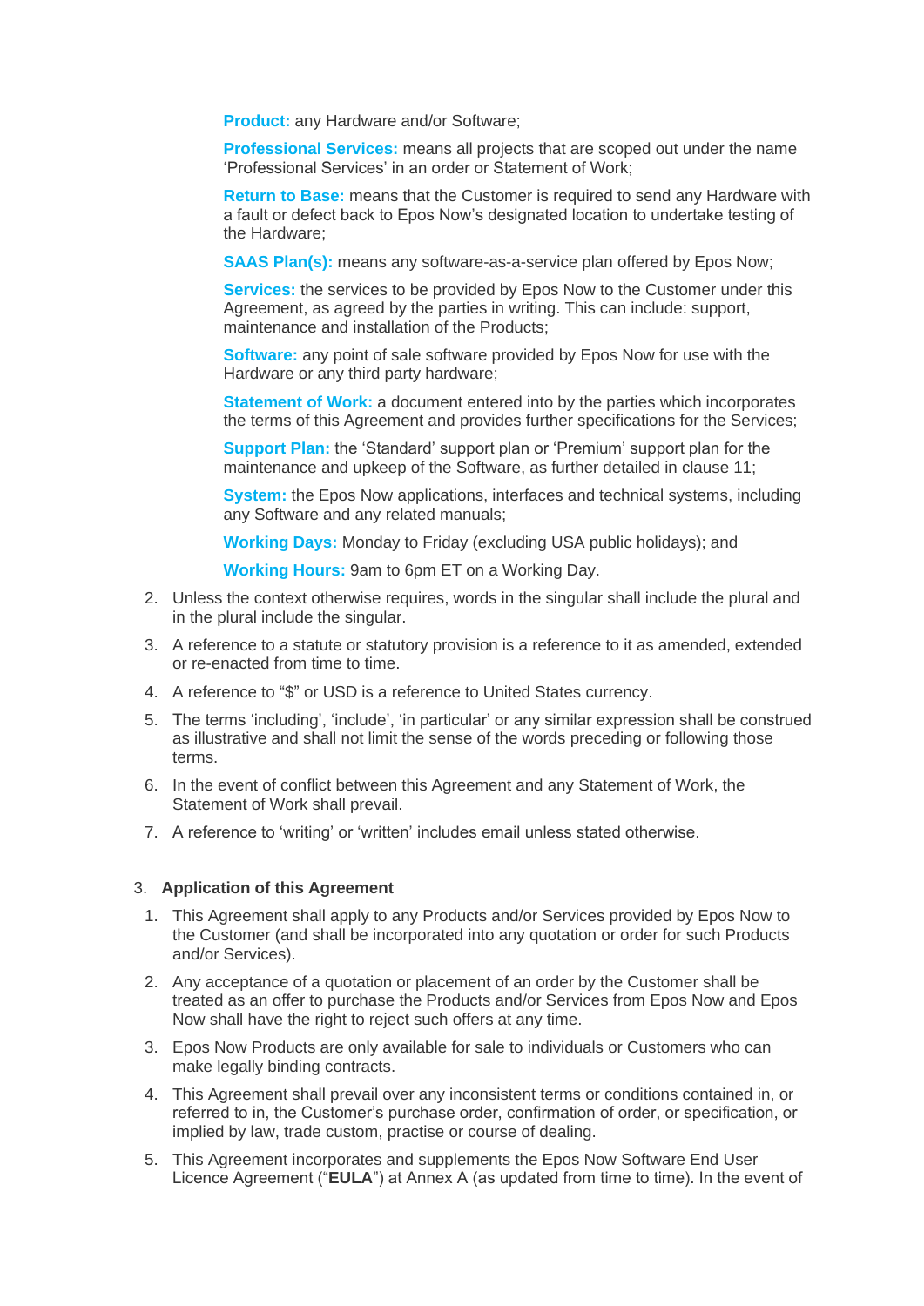**Product:** any Hardware and/or Software;

**Professional Services:** means all projects that are scoped out under the name 'Professional Services' in an order or Statement of Work;

**Return to Base:** means that the Customer is required to send any Hardware with a fault or defect back to Epos Now's designated location to undertake testing of the Hardware;

**SAAS Plan(s):** means any software-as-a-service plan offered by Epos Now;

**Services:** the services to be provided by Epos Now to the Customer under this Agreement, as agreed by the parties in writing. This can include: support, maintenance and installation of the Products;

**Software:** any point of sale software provided by Epos Now for use with the Hardware or any third party hardware;

**Statement of Work:** a document entered into by the parties which incorporates the terms of this Agreement and provides further specifications for the Services;

**Support Plan:** the 'Standard' support plan or 'Premium' support plan for the maintenance and upkeep of the Software, as further detailed in clause 11;

**System:** the Epos Now applications, interfaces and technical systems, including any Software and any related manuals;

**Working Days:** Monday to Friday (excluding USA public holidays); and

**Working Hours:** 9am to 6pm ET on a Working Day.

2. Unless the context otherwise requires, words in the singular shall include the plural and in the plural include the singular.
3. A reference to a statute or statutory provision is a reference to it as amended, extended or re-enacted from time to time.
4. A reference to "$" or USD is a reference to United States currency.
5. The terms 'including', 'include', 'in particular' or any similar expression shall be construed as illustrative and shall not limit the sense of the words preceding or following those terms.
6. In the event of conflict between this Agreement and any Statement of Work, the Statement of Work shall prevail.
7. A reference to 'writing' or 'written' includes email unless stated otherwise.

3. **Application of this Agreement**

1. This Agreement shall apply to any Products and/or Services provided by Epos Now to the Customer (and shall be incorporated into any quotation or order for such Products and/or Services).
2. Any acceptance of a quotation or placement of an order by the Customer shall be treated as an offer to purchase the Products and/or Services from Epos Now and Epos Now shall have the right to reject such offers at any time.
3. Epos Now Products are only available for sale to individuals or Customers who can make legally binding contracts.
4. This Agreement shall prevail over any inconsistent terms or conditions contained in, or referred to in, the Customer's purchase order, confirmation of order, or specification, or implied by law, trade custom, practise or course of dealing.
5. This Agreement incorporates and supplements the Epos Now Software End User Licence Agreement ("**EULA**") at Annex A (as updated from time to time). In the event of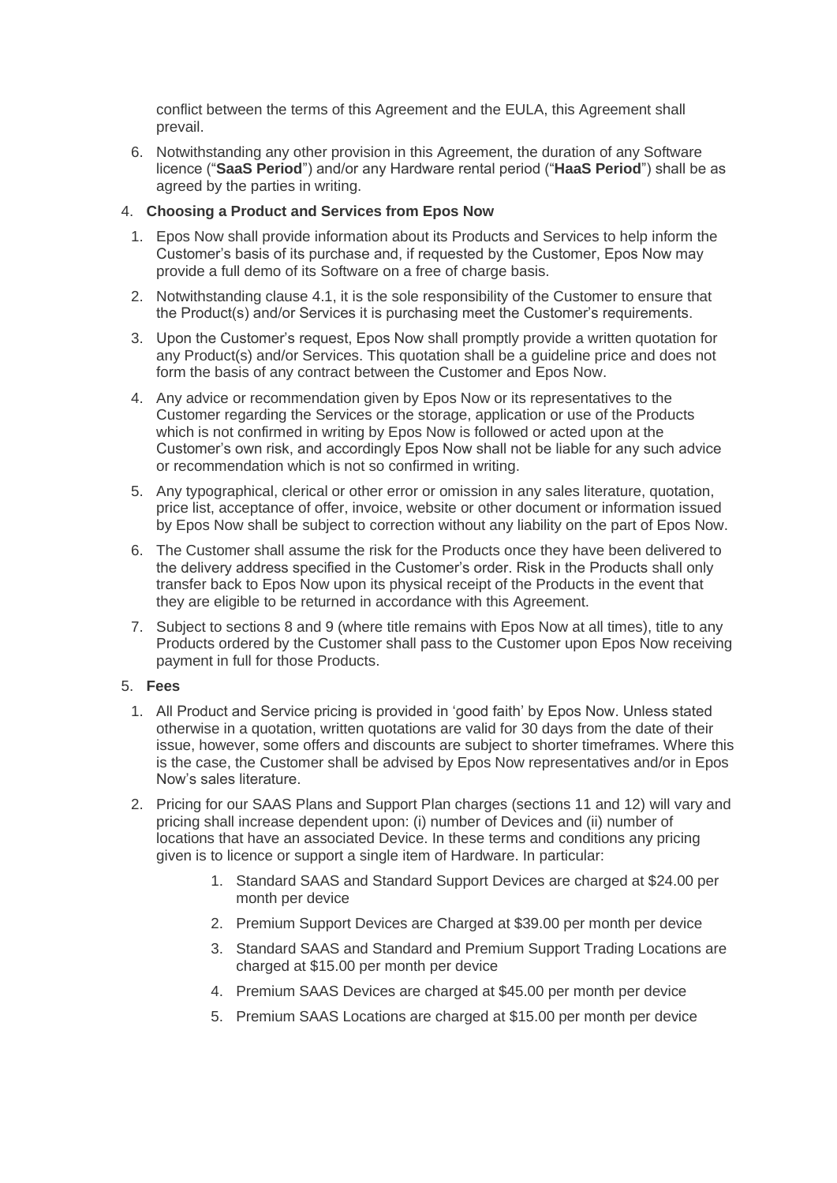conflict between the terms of this Agreement and the EULA, this Agreement shall prevail.

6. Notwithstanding any other provision in this Agreement, the duration of any Software licence ("**SaaS Period**") and/or any Hardware rental period ("**HaaS Period**") shall be as agreed by the parties in writing.

4. **Choosing a Product and Services from Epos Now**

   1. Epos Now shall provide information about its Products and Services to help inform the Customer's basis of its purchase and, if requested by the Customer, Epos Now may provide a full demo of its Software on a free of charge basis.
   2. Notwithstanding clause 4.1, it is the sole responsibility of the Customer to ensure that the Product(s) and/or Services it is purchasing meet the Customer's requirements.
   3. Upon the Customer's request, Epos Now shall promptly provide a written quotation for any Product(s) and/or Services. This quotation shall be a guideline price and does not form the basis of any contract between the Customer and Epos Now.
   4. Any advice or recommendation given by Epos Now or its representatives to the Customer regarding the Services or the storage, application or use of the Products which is not confirmed in writing by Epos Now is followed or acted upon at the Customer's own risk, and accordingly Epos Now shall not be liable for any such advice or recommendation which is not so confirmed in writing.
   5. Any typographical, clerical or other error or omission in any sales literature, quotation, price list, acceptance of offer, invoice, website or other document or information issued by Epos Now shall be subject to correction without any liability on the part of Epos Now.
   6. The Customer shall assume the risk for the Products once they have been delivered to the delivery address specified in the Customer's order. Risk in the Products shall only transfer back to Epos Now upon its physical receipt of the Products in the event that they are eligible to be returned in accordance with this Agreement.
   7. Subject to sections 8 and 9 (where title remains with Epos Now at all times), title to any Products ordered by the Customer shall pass to the Customer upon Epos Now receiving payment in full for those Products.

5. **Fees**

   1. All Product and Service pricing is provided in 'good faith' by Epos Now. Unless stated otherwise in a quotation, written quotations are valid for 30 days from the date of their issue, however, some offers and discounts are subject to shorter timeframes. Where this is the case, the Customer shall be advised by Epos Now representatives and/or in Epos Now's sales literature.
   2. Pricing for our SAAS Plans and Support Plan charges (sections 11 and 12) will vary and pricing shall increase dependent upon: (i) number of Devices and (ii) number of locations that have an associated Device. In these terms and conditions any pricing given is to licence or support a single item of Hardware. In particular:

      1. Standard SAAS and Standard Support Devices are charged at $24.00 per month per device
      2. Premium Support Devices are Charged at $39.00 per month per device
      3. Standard SAAS and Standard and Premium Support Trading Locations are charged at $15.00 per month per device
      4. Premium SAAS Devices are charged at $45.00 per month per device
      5. Premium SAAS Locations are charged at $15.00 per month per device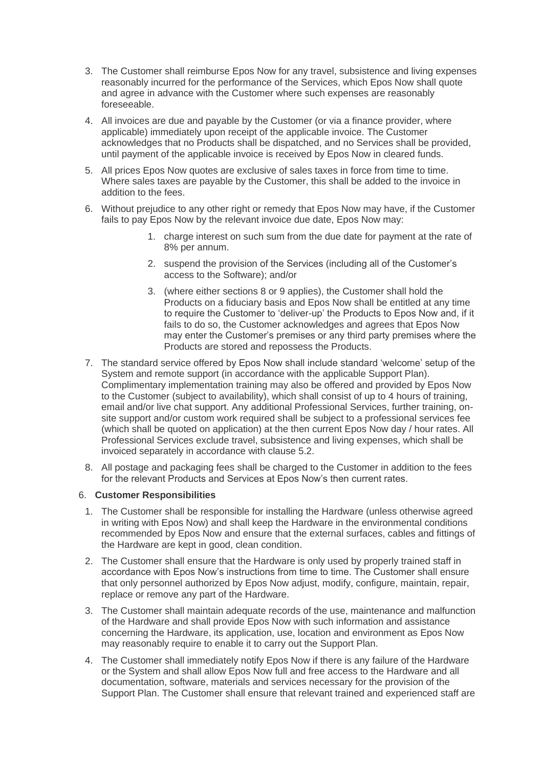3. The Customer shall reimburse Epos Now for any travel, subsistence and living expenses reasonably incurred for the performance of the Services, which Epos Now shall quote and agree in advance with the Customer where such expenses are reasonably foreseeable.
4. All invoices are due and payable by the Customer (or via a finance provider, where applicable) immediately upon receipt of the applicable invoice. The Customer acknowledges that no Products shall be dispatched, and no Services shall be provided, until payment of the applicable invoice is received by Epos Now in cleared funds.
5. All prices Epos Now quotes are exclusive of sales taxes in force from time to time. Where sales taxes are payable by the Customer, this shall be added to the invoice in addition to the fees.
6. Without prejudice to any other right or remedy that Epos Now may have, if the Customer fails to pay Epos Now by the relevant invoice due date, Epos Now may:
    1. charge interest on such sum from the due date for payment at the rate of 8% per annum.
    2. suspend the provision of the Services (including all of the Customer's access to the Software); and/or
    3. (where either sections 8 or 9 applies), the Customer shall hold the Products on a fiduciary basis and Epos Now shall be entitled at any time to require the Customer to 'deliver-up' the Products to Epos Now and, if it fails to do so, the Customer acknowledges and agrees that Epos Now may enter the Customer's premises or any third party premises where the Products are stored and repossess the Products.
7. The standard service offered by Epos Now shall include standard 'welcome' setup of the System and remote support (in accordance with the applicable Support Plan). Complimentary implementation training may also be offered and provided by Epos Now to the Customer (subject to availability), which shall consist of up to 4 hours of training, email and/or live chat support. Any additional Professional Services, further training, on-site support and/or custom work required shall be subject to a professional services fee (which shall be quoted on application) at the then current Epos Now day / hour rates. All Professional Services exclude travel, subsistence and living expenses, which shall be invoiced separately in accordance with clause 5.2.
8. All postage and packaging fees shall be charged to the Customer in addition to the fees for the relevant Products and Services at Epos Now's then current rates.

6. **Customer Responsibilities**

1. The Customer shall be responsible for installing the Hardware (unless otherwise agreed in writing with Epos Now) and shall keep the Hardware in the environmental conditions recommended by Epos Now and ensure that the external surfaces, cables and fittings of the Hardware are kept in good, clean condition.
2. The Customer shall ensure that the Hardware is only used by properly trained staff in accordance with Epos Now's instructions from time to time. The Customer shall ensure that only personnel authorized by Epos Now adjust, modify, configure, maintain, repair, replace or remove any part of the Hardware.
3. The Customer shall maintain adequate records of the use, maintenance and malfunction of the Hardware and shall provide Epos Now with such information and assistance concerning the Hardware, its application, use, location and environment as Epos Now may reasonably require to enable it to carry out the Support Plan.
4. The Customer shall immediately notify Epos Now if there is any failure of the Hardware or the System and shall allow Epos Now full and free access to the Hardware and all documentation, software, materials and services necessary for the provision of the Support Plan. The Customer shall ensure that relevant trained and experienced staff are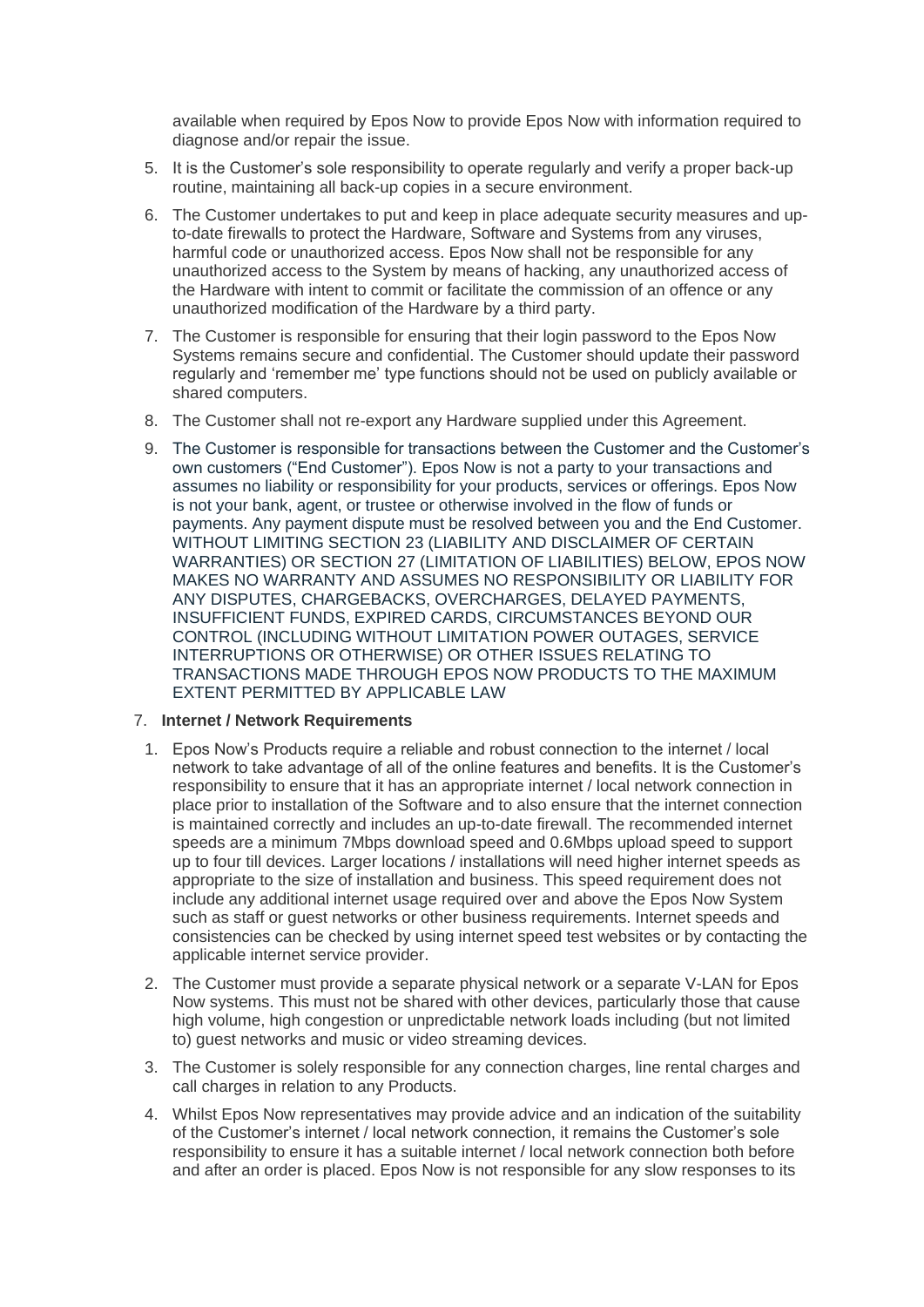available when required by Epos Now to provide Epos Now with information required to diagnose and/or repair the issue.

5. It is the Customer's sole responsibility to operate regularly and verify a proper back-up routine, maintaining all back-up copies in a secure environment.

6. The Customer undertakes to put and keep in place adequate security measures and up-to-date firewalls to protect the Hardware, Software and Systems from any viruses, harmful code or unauthorized access. Epos Now shall not be responsible for any unauthorized access to the System by means of hacking, any unauthorized access of the Hardware with intent to commit or facilitate the commission of an offence or any unauthorized modification of the Hardware by a third party.

7. The Customer is responsible for ensuring that their login password to the Epos Now Systems remains secure and confidential. The Customer should update their password regularly and 'remember me' type functions should not be used on publicly available or shared computers.

8. The Customer shall not re-export any Hardware supplied under this Agreement.

9. The Customer is responsible for transactions between the Customer and the Customer's own customers ("End Customer"). Epos Now is not a party to your transactions and assumes no liability or responsibility for your products, services or offerings. Epos Now is not your bank, agent, or trustee or otherwise involved in the flow of funds or payments. Any payment dispute must be resolved between you and the End Customer. WITHOUT LIMITING SECTION 23 (LIABILITY AND DISCLAIMER OF CERTAIN WARRANTIES) OR SECTION 27 (LIMITATION OF LIABILITIES) BELOW, EPOS NOW MAKES NO WARRANTY AND ASSUMES NO RESPONSIBILITY OR LIABILITY FOR ANY DISPUTES, CHARGEBACKS, OVERCHARGES, DELAYED PAYMENTS, INSUFFICIENT FUNDS, EXPIRED CARDS, CIRCUMSTANCES BEYOND OUR CONTROL (INCLUDING WITHOUT LIMITATION POWER OUTAGES, SERVICE INTERRUPTIONS OR OTHERWISE) OR OTHER ISSUES RELATING TO TRANSACTIONS MADE THROUGH EPOS NOW PRODUCTS TO THE MAXIMUM EXTENT PERMITTED BY APPLICABLE LAW

7. **Internet / Network Requirements**

1. Epos Now's Products require a reliable and robust connection to the internet / local network to take advantage of all of the online features and benefits. It is the Customer's responsibility to ensure that it has an appropriate internet / local network connection in place prior to installation of the Software and to also ensure that the internet connection is maintained correctly and includes an up-to-date firewall. The recommended internet speeds are a minimum 7Mbps download speed and 0.6Mbps upload speed to support up to four till devices. Larger locations / installations will need higher internet speeds as appropriate to the size of installation and business. This speed requirement does not include any additional internet usage required over and above the Epos Now System such as staff or guest networks or other business requirements. Internet speeds and consistencies can be checked by using internet speed test websites or by contacting the applicable internet service provider.

2. The Customer must provide a separate physical network or a separate V-LAN for Epos Now systems. This must not be shared with other devices, particularly those that cause high volume, high congestion or unpredictable network loads including (but not limited to) guest networks and music or video streaming devices.

3. The Customer is solely responsible for any connection charges, line rental charges and call charges in relation to any Products.

4. Whilst Epos Now representatives may provide advice and an indication of the suitability of the Customer's internet / local network connection, it remains the Customer's sole responsibility to ensure it has a suitable internet / local network connection both before and after an order is placed. Epos Now is not responsible for any slow responses to its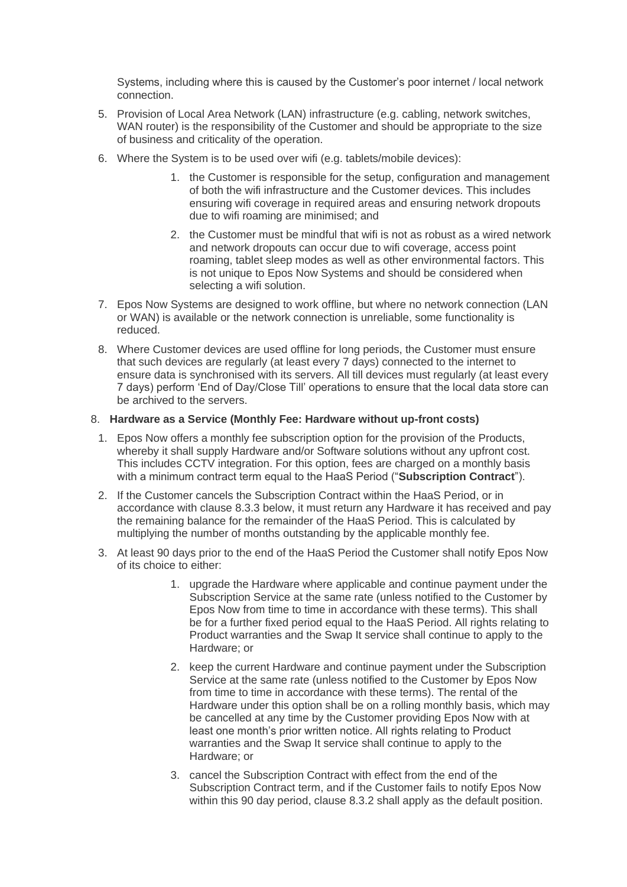Systems, including where this is caused by the Customer's poor internet / local network connection.

5. Provision of Local Area Network (LAN) infrastructure (e.g. cabling, network switches, WAN router) is the responsibility of the Customer and should be appropriate to the size of business and criticality of the operation.
6. Where the System is to be used over wifi (e.g. tablets/mobile devices):
    1. the Customer is responsible for the setup, configuration and management of both the wifi infrastructure and the Customer devices. This includes ensuring wifi coverage in required areas and ensuring network dropouts due to wifi roaming are minimised; and
    2. the Customer must be mindful that wifi is not as robust as a wired network and network dropouts can occur due to wifi coverage, access point roaming, tablet sleep modes as well as other environmental factors. This is not unique to Epos Now Systems and should be considered when selecting a wifi solution.
7. Epos Now Systems are designed to work offline, but where no network connection (LAN or WAN) is available or the network connection is unreliable, some functionality is reduced.
8. Where Customer devices are used offline for long periods, the Customer must ensure that such devices are regularly (at least every 7 days) connected to the internet to ensure data is synchronised with its servers. All till devices must regularly (at least every 7 days) perform 'End of Day/Close Till' operations to ensure that the local data store can be archived to the servers.

8. **Hardware as a Service (Monthly Fee: Hardware without up-front costs)**

1. Epos Now offers a monthly fee subscription option for the provision of the Products, whereby it shall supply Hardware and/or Software solutions without any upfront cost. This includes CCTV integration. For this option, fees are charged on a monthly basis with a minimum contract term equal to the HaaS Period ("**Subscription Contract**").
2. If the Customer cancels the Subscription Contract within the HaaS Period, or in accordance with clause 8.3.3 below, it must return any Hardware it has received and pay the remaining balance for the remainder of the HaaS Period. This is calculated by multiplying the number of months outstanding by the applicable monthly fee.
3. At least 90 days prior to the end of the HaaS Period the Customer shall notify Epos Now of its choice to either:
    1. upgrade the Hardware where applicable and continue payment under the Subscription Service at the same rate (unless notified to the Customer by Epos Now from time to time in accordance with these terms). This shall be for a further fixed period equal to the HaaS Period. All rights relating to Product warranties and the Swap It service shall continue to apply to the Hardware; or
    2. keep the current Hardware and continue payment under the Subscription Service at the same rate (unless notified to the Customer by Epos Now from time to time in accordance with these terms). The rental of the Hardware under this option shall be on a rolling monthly basis, which may be cancelled at any time by the Customer providing Epos Now with at least one month's prior written notice. All rights relating to Product warranties and the Swap It service shall continue to apply to the Hardware; or
    3. cancel the Subscription Contract with effect from the end of the Subscription Contract term, and if the Customer fails to notify Epos Now within this 90 day period, clause 8.3.2 shall apply as the default position.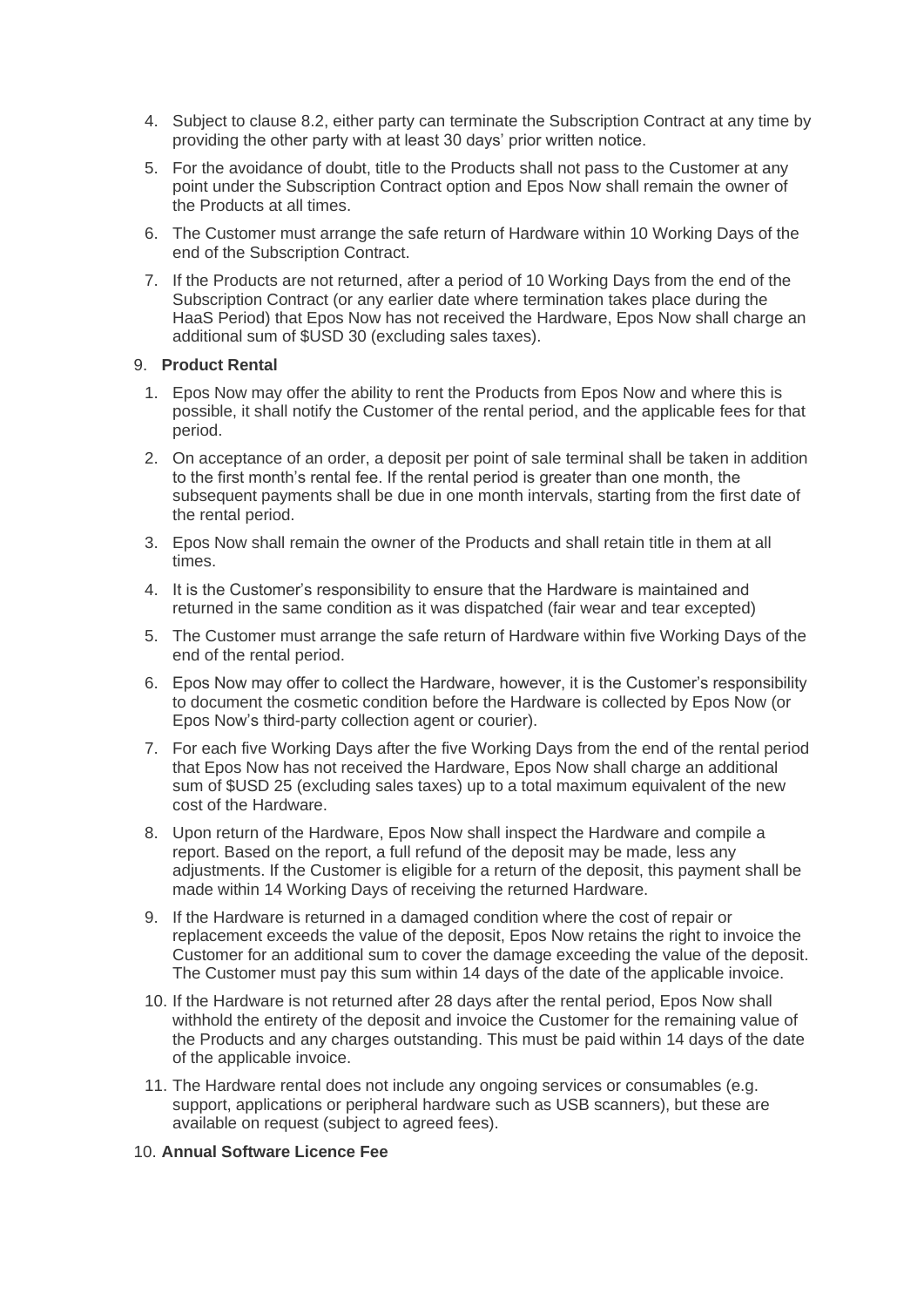4. Subject to clause 8.2, either party can terminate the Subscription Contract at any time by providing the other party with at least 30 days' prior written notice.
5. For the avoidance of doubt, title to the Products shall not pass to the Customer at any point under the Subscription Contract option and Epos Now shall remain the owner of the Products at all times.
6. The Customer must arrange the safe return of Hardware within 10 Working Days of the end of the Subscription Contract.
7. If the Products are not returned, after a period of 10 Working Days from the end of the Subscription Contract (or any earlier date where termination takes place during the HaaS Period) that Epos Now has not received the Hardware, Epos Now shall charge an additional sum of $USD 30 (excluding sales taxes).

9. **Product Rental**

1. Epos Now may offer the ability to rent the Products from Epos Now and where this is possible, it shall notify the Customer of the rental period, and the applicable fees for that period.
2. On acceptance of an order, a deposit per point of sale terminal shall be taken in addition to the first month's rental fee. If the rental period is greater than one month, the subsequent payments shall be due in one month intervals, starting from the first date of the rental period.
3. Epos Now shall remain the owner of the Products and shall retain title in them at all times.
4. It is the Customer's responsibility to ensure that the Hardware is maintained and returned in the same condition as it was dispatched (fair wear and tear excepted)
5. The Customer must arrange the safe return of Hardware within five Working Days of the end of the rental period.
6. Epos Now may offer to collect the Hardware, however, it is the Customer's responsibility to document the cosmetic condition before the Hardware is collected by Epos Now (or Epos Now's third-party collection agent or courier).
7. For each five Working Days after the five Working Days from the end of the rental period that Epos Now has not received the Hardware, Epos Now shall charge an additional sum of $USD 25 (excluding sales taxes) up to a total maximum equivalent of the new cost of the Hardware.
8. Upon return of the Hardware, Epos Now shall inspect the Hardware and compile a report. Based on the report, a full refund of the deposit may be made, less any adjustments. If the Customer is eligible for a return of the deposit, this payment shall be made within 14 Working Days of receiving the returned Hardware.
9. If the Hardware is returned in a damaged condition where the cost of repair or replacement exceeds the value of the deposit, Epos Now retains the right to invoice the Customer for an additional sum to cover the damage exceeding the value of the deposit. The Customer must pay this sum within 14 days of the date of the applicable invoice.
10. If the Hardware is not returned after 28 days after the rental period, Epos Now shall withhold the entirety of the deposit and invoice the Customer for the remaining value of the Products and any charges outstanding. This must be paid within 14 days of the date of the applicable invoice.
11. The Hardware rental does not include any ongoing services or consumables (e.g. support, applications or peripheral hardware such as USB scanners), but these are available on request (subject to agreed fees).

10. **Annual Software Licence Fee**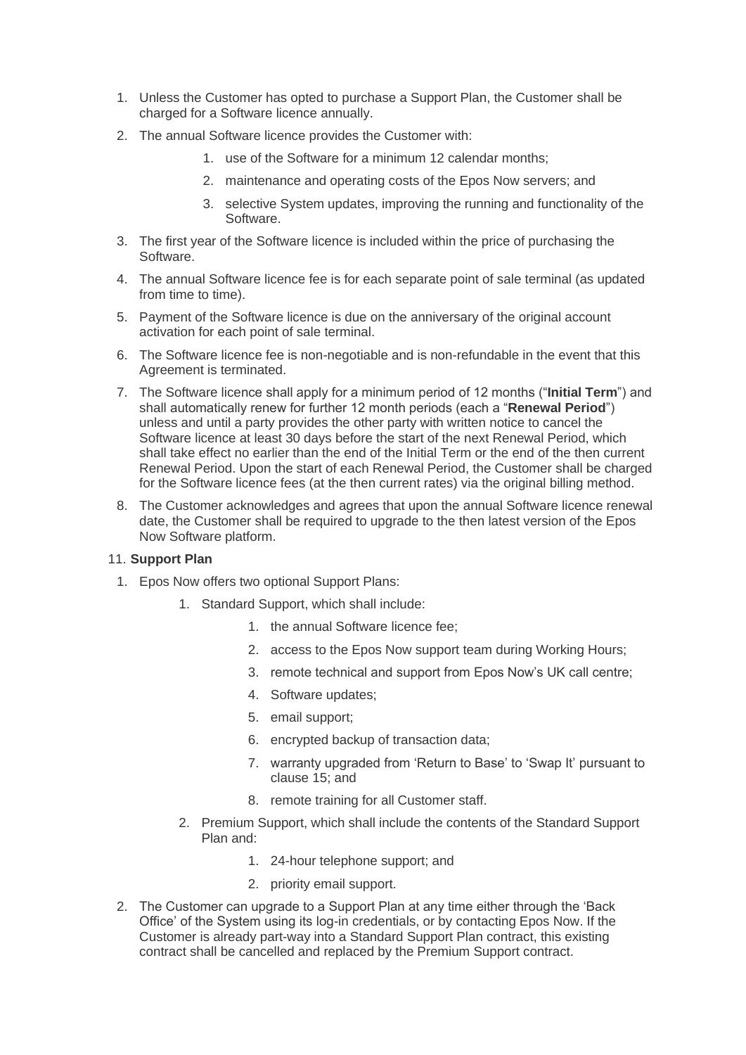1. Unless the Customer has opted to purchase a Support Plan, the Customer shall be charged for a Software licence annually.
2. The annual Software licence provides the Customer with:
    1. use of the Software for a minimum 12 calendar months;
    2. maintenance and operating costs of the Epos Now servers; and
    3. selective System updates, improving the running and functionality of the Software.
3. The first year of the Software licence is included within the price of purchasing the Software.
4. The annual Software licence fee is for each separate point of sale terminal (as updated from time to time).
5. Payment of the Software licence is due on the anniversary of the original account activation for each point of sale terminal.
6. The Software licence fee is non-negotiable and is non-refundable in the event that this Agreement is terminated.
7. The Software licence shall apply for a minimum period of 12 months ("**Initial Term**") and shall automatically renew for further 12 month periods (each a "**Renewal Period**") unless and until a party provides the other party with written notice to cancel the Software licence at least 30 days before the start of the next Renewal Period, which shall take effect no earlier than the end of the Initial Term or the end of the then current Renewal Period. Upon the start of each Renewal Period, the Customer shall be charged for the Software licence fees (at the then current rates) via the original billing method.
8. The Customer acknowledges and agrees that upon the annual Software licence renewal date, the Customer shall be required to upgrade to the then latest version of the Epos Now Software platform.

11. **Support Plan**

1. Epos Now offers two optional Support Plans:
    1. Standard Support, which shall include:
        1. the annual Software licence fee;
        2. access to the Epos Now support team during Working Hours;
        3. remote technical and support from Epos Now's UK call centre;
        4. Software updates;
        5. email support;
        6. encrypted backup of transaction data;
        7. warranty upgraded from 'Return to Base' to 'Swap It' pursuant to clause 15; and
        8. remote training for all Customer staff.
    2. Premium Support, which shall include the contents of the Standard Support Plan and:
        1. 24-hour telephone support; and
        2. priority email support.
2. The Customer can upgrade to a Support Plan at any time either through the 'Back Office' of the System using its log-in credentials, or by contacting Epos Now. If the Customer is already part-way into a Standard Support Plan contract, this existing contract shall be cancelled and replaced by the Premium Support contract.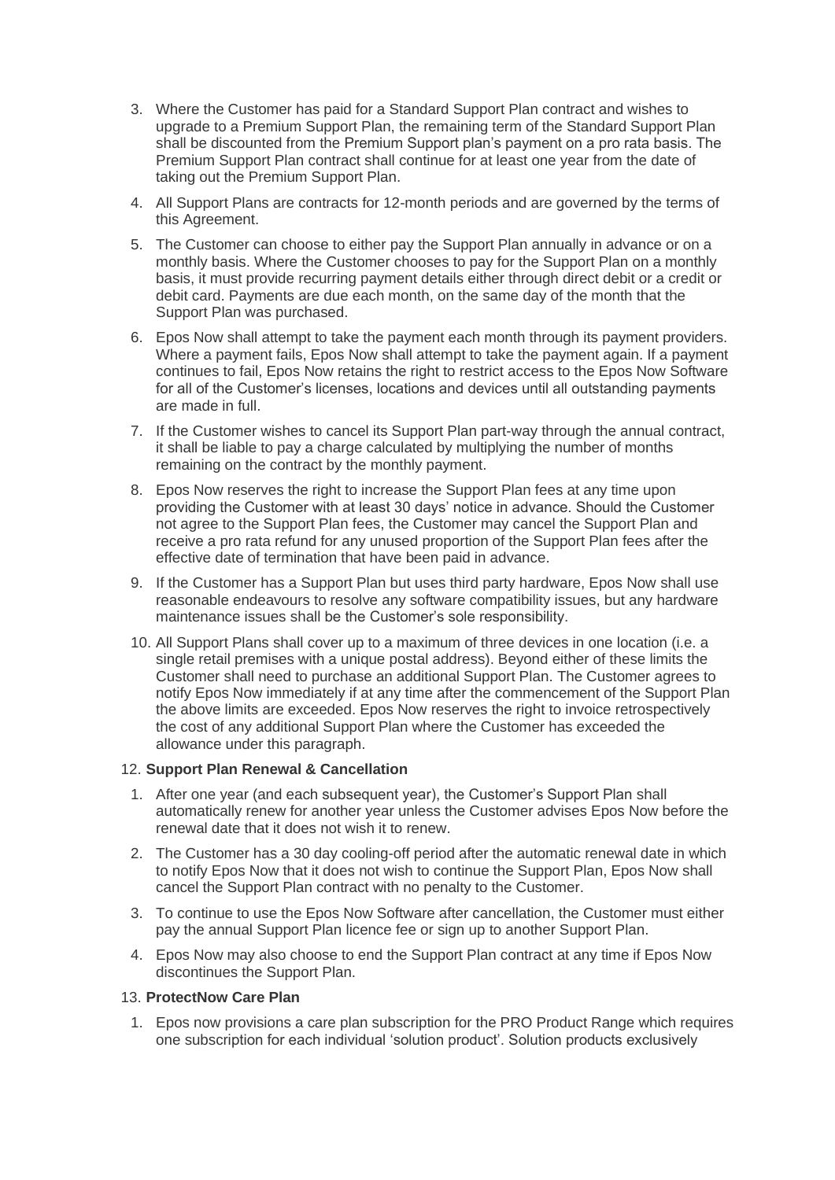3. Where the Customer has paid for a Standard Support Plan contract and wishes to upgrade to a Premium Support Plan, the remaining term of the Standard Support Plan shall be discounted from the Premium Support plan's payment on a pro rata basis. The Premium Support Plan contract shall continue for at least one year from the date of taking out the Premium Support Plan.
4. All Support Plans are contracts for 12-month periods and are governed by the terms of this Agreement.
5. The Customer can choose to either pay the Support Plan annually in advance or on a monthly basis. Where the Customer chooses to pay for the Support Plan on a monthly basis, it must provide recurring payment details either through direct debit or a credit or debit card. Payments are due each month, on the same day of the month that the Support Plan was purchased.
6. Epos Now shall attempt to take the payment each month through its payment providers. Where a payment fails, Epos Now shall attempt to take the payment again. If a payment continues to fail, Epos Now retains the right to restrict access to the Epos Now Software for all of the Customer's licenses, locations and devices until all outstanding payments are made in full.
7. If the Customer wishes to cancel its Support Plan part-way through the annual contract, it shall be liable to pay a charge calculated by multiplying the number of months remaining on the contract by the monthly payment.
8. Epos Now reserves the right to increase the Support Plan fees at any time upon providing the Customer with at least 30 days' notice in advance. Should the Customer not agree to the Support Plan fees, the Customer may cancel the Support Plan and receive a pro rata refund for any unused proportion of the Support Plan fees after the effective date of termination that have been paid in advance.
9. If the Customer has a Support Plan but uses third party hardware, Epos Now shall use reasonable endeavours to resolve any software compatibility issues, but any hardware maintenance issues shall be the Customer's sole responsibility.
10. All Support Plans shall cover up to a maximum of three devices in one location (i.e. a single retail premises with a unique postal address). Beyond either of these limits the Customer shall need to purchase an additional Support Plan. The Customer agrees to notify Epos Now immediately if at any time after the commencement of the Support Plan the above limits are exceeded. Epos Now reserves the right to invoice retrospectively the cost of any additional Support Plan where the Customer has exceeded the allowance under this paragraph.

12. **Support Plan Renewal & Cancellation**

1. After one year (and each subsequent year), the Customer's Support Plan shall automatically renew for another year unless the Customer advises Epos Now before the renewal date that it does not wish it to renew.
2. The Customer has a 30 day cooling-off period after the automatic renewal date in which to notify Epos Now that it does not wish to continue the Support Plan, Epos Now shall cancel the Support Plan contract with no penalty to the Customer.
3. To continue to use the Epos Now Software after cancellation, the Customer must either pay the annual Support Plan licence fee or sign up to another Support Plan.
4. Epos Now may also choose to end the Support Plan contract at any time if Epos Now discontinues the Support Plan.

13. **ProtectNow Care Plan**

1. Epos now provisions a care plan subscription for the PRO Product Range which requires one subscription for each individual 'solution product'. Solution products exclusively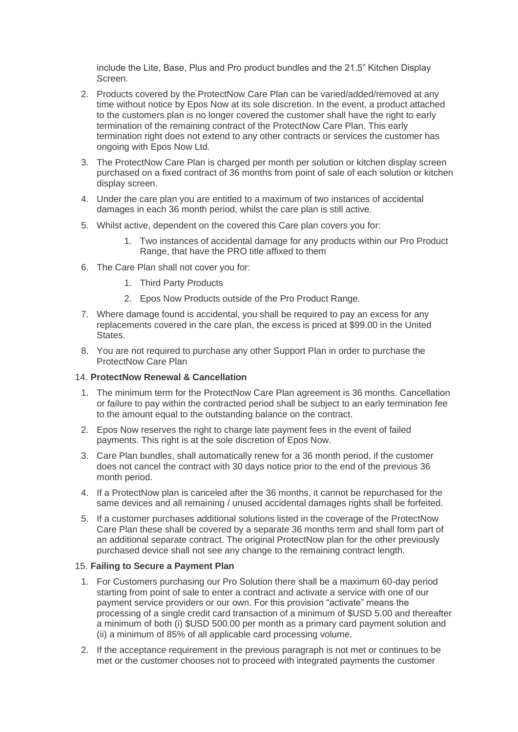include the Lite, Base, Plus and Pro product bundles and the 21.5” Kitchen Display Screen.

2. Products covered by the ProtectNow Care Plan can be varied/added/removed at any time without notice by Epos Now at its sole discretion. In the event, a product attached to the customers plan is no longer covered the customer shall have the right to early termination of the remaining contract of the ProtectNow Care Plan. This early termination right does not extend to any other contracts or services the customer has ongoing with Epos Now Ltd.
3. The ProtectNow Care Plan is charged per month per solution or kitchen display screen purchased on a fixed contract of 36 months from point of sale of each solution or kitchen display screen.
4. Under the care plan you are entitled to a maximum of two instances of accidental damages in each 36 month period, whilst the care plan is still active.
5. Whilst active, dependent on the covered this Care plan covers you for:
    1. Two instances of accidental damage for any products within our Pro Product Range, that have the PRO title affixed to them
6. The Care Plan shall not cover you for:
    1. Third Party Products
    2. Epos Now Products outside of the Pro Product Range.
7. Where damage found is accidental, you shall be required to pay an excess for any replacements covered in the care plan, the excess is priced at $99.00 in the United States.
8. You are not required to purchase any other Support Plan in order to purchase the ProtectNow Care Plan

14. **ProtectNow Renewal & Cancellation**

1. The minimum term for the ProtectNow Care Plan agreement is 36 months. Cancellation or failure to pay within the contracted period shall be subject to an early termination fee to the amount equal to the outstanding balance on the contract.
2. Epos Now reserves the right to charge late payment fees in the event of failed payments. This right is at the sole discretion of Epos Now.
3. Care Plan bundles, shall automatically renew for a 36 month period, if the customer does not cancel the contract with 30 days notice prior to the end of the previous 36 month period.
4. If a ProtectNow plan is canceled after the 36 months, it cannot be repurchased for the same devices and all remaining / unused accidental damages rights shall be forfeited.
5. If a customer purchases additional solutions listed in the coverage of the ProtectNow Care Plan these shall be covered by a separate 36 months term and shall form part of an additional separate contract. The original ProtectNow plan for the other previously purchased device shall not see any change to the remaining contract length.

15. **Failing to Secure a Payment Plan**

1. For Customers purchasing our Pro Solution there shall be a maximum 60-day period starting from point of sale to enter a contract and activate a service with one of our payment service providers or our own. For this provision “activate” means the processing of a single credit card transaction of a minimum of $USD 5.00 and thereafter a minimum of both (i) $USD 500.00 per month as a primary card payment solution and (ii) a minimum of 85% of all applicable card processing volume.
2. If the acceptance requirement in the previous paragraph is not met or continues to be met or the customer chooses not to proceed with integrated payments the customer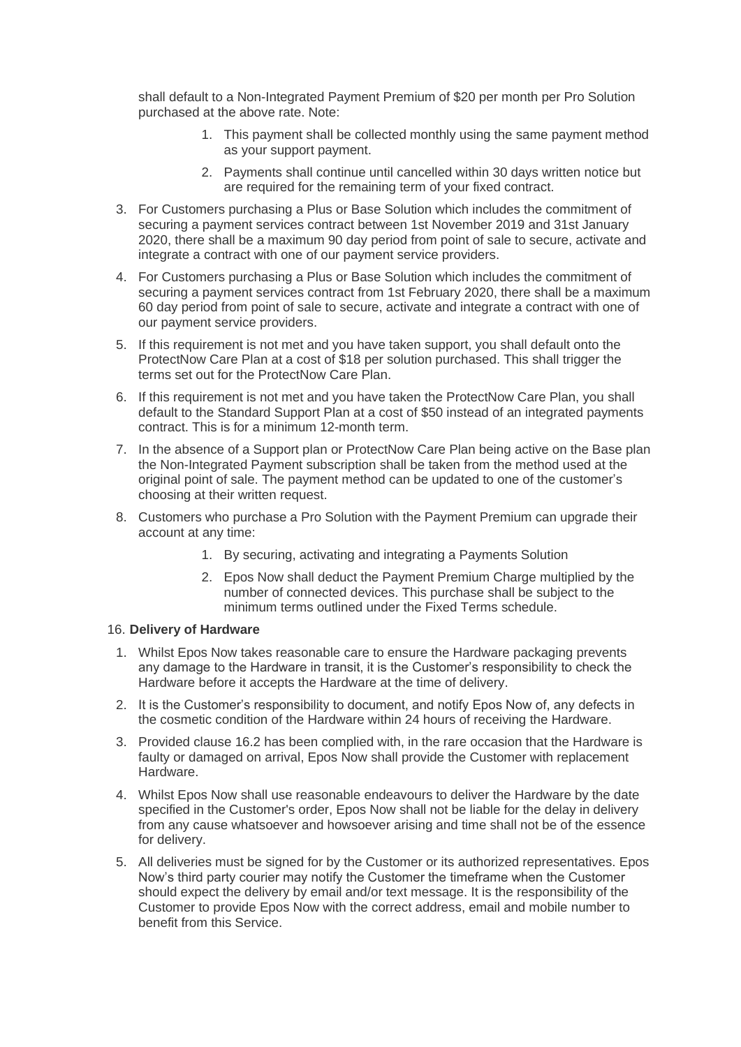shall default to a Non-Integrated Payment Premium of $20 per month per Pro Solution purchased at the above rate. Note:

    1. This payment shall be collected monthly using the same payment method as your support payment.
    2. Payments shall continue until cancelled within 30 days written notice but are required for the remaining term of your fixed contract.

3. For Customers purchasing a Plus or Base Solution which includes the commitment of securing a payment services contract between 1st November 2019 and 31st January 2020, there shall be a maximum 90 day period from point of sale to secure, activate and integrate a contract with one of our payment service providers.
4. For Customers purchasing a Plus or Base Solution which includes the commitment of securing a payment services contract from 1st February 2020, there shall be a maximum 60 day period from point of sale to secure, activate and integrate a contract with one of our payment service providers.
5. If this requirement is not met and you have taken support, you shall default onto the ProtectNow Care Plan at a cost of $18 per solution purchased. This shall trigger the terms set out for the ProtectNow Care Plan.
6. If this requirement is not met and you have taken the ProtectNow Care Plan, you shall default to the Standard Support Plan at a cost of $50 instead of an integrated payments contract. This is for a minimum 12-month term.
7. In the absence of a Support plan or ProtectNow Care Plan being active on the Base plan the Non-Integrated Payment subscription shall be taken from the method used at the original point of sale. The payment method can be updated to one of the customer's choosing at their written request.
8. Customers who purchase a Pro Solution with the Payment Premium can upgrade their account at any time:
    1. By securing, activating and integrating a Payments Solution
    2. Epos Now shall deduct the Payment Premium Charge multiplied by the number of connected devices. This purchase shall be subject to the minimum terms outlined under the Fixed Terms schedule.

16. **Delivery of Hardware**

1. Whilst Epos Now takes reasonable care to ensure the Hardware packaging prevents any damage to the Hardware in transit, it is the Customer's responsibility to check the Hardware before it accepts the Hardware at the time of delivery.
2. It is the Customer's responsibility to document, and notify Epos Now of, any defects in the cosmetic condition of the Hardware within 24 hours of receiving the Hardware.
3. Provided clause 16.2 has been complied with, in the rare occasion that the Hardware is faulty or damaged on arrival, Epos Now shall provide the Customer with replacement Hardware.
4. Whilst Epos Now shall use reasonable endeavours to deliver the Hardware by the date specified in the Customer's order, Epos Now shall not be liable for the delay in delivery from any cause whatsoever and howsoever arising and time shall not be of the essence for delivery.
5. All deliveries must be signed for by the Customer or its authorized representatives. Epos Now's third party courier may notify the Customer the timeframe when the Customer should expect the delivery by email and/or text message. It is the responsibility of the Customer to provide Epos Now with the correct address, email and mobile number to benefit from this Service.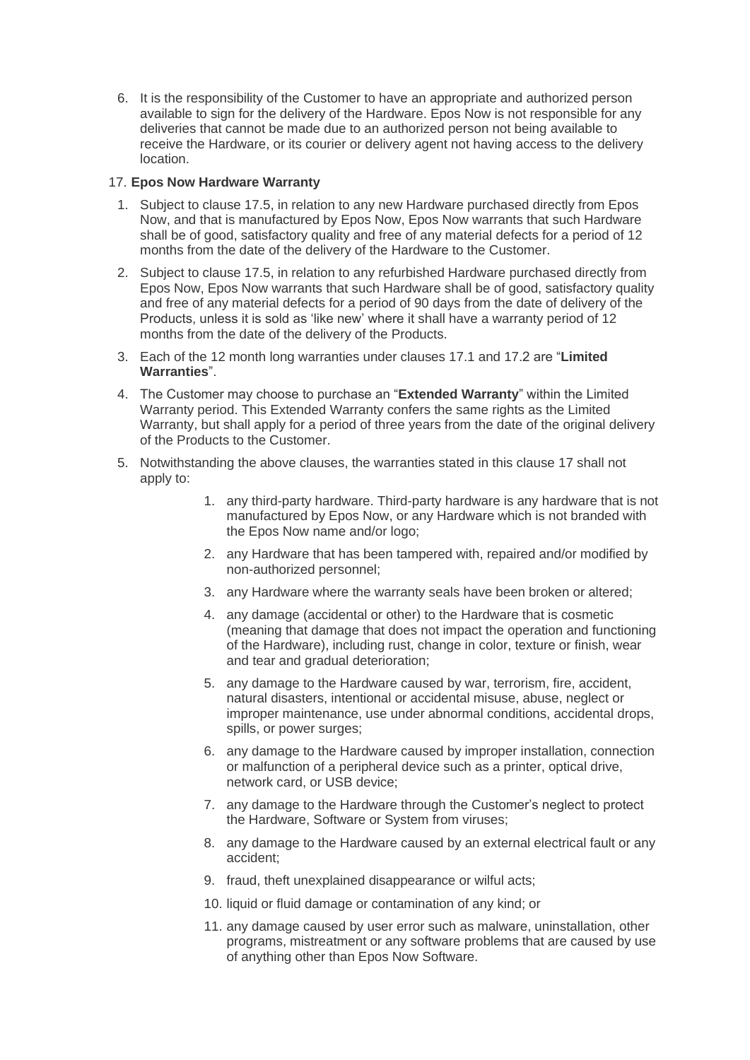6. It is the responsibility of the Customer to have an appropriate and authorized person available to sign for the delivery of the Hardware. Epos Now is not responsible for any deliveries that cannot be made due to an authorized person not being available to receive the Hardware, or its courier or delivery agent not having access to the delivery location.

17. **Epos Now Hardware Warranty**

1. Subject to clause 17.5, in relation to any new Hardware purchased directly from Epos Now, and that is manufactured by Epos Now, Epos Now warrants that such Hardware shall be of good, satisfactory quality and free of any material defects for a period of 12 months from the date of the delivery of the Hardware to the Customer.
2. Subject to clause 17.5, in relation to any refurbished Hardware purchased directly from Epos Now, Epos Now warrants that such Hardware shall be of good, satisfactory quality and free of any material defects for a period of 90 days from the date of delivery of the Products, unless it is sold as 'like new' where it shall have a warranty period of 12 months from the date of the delivery of the Products.
3. Each of the 12 month long warranties under clauses 17.1 and 17.2 are "**Limited Warranties**".
4. The Customer may choose to purchase an "**Extended Warranty**" within the Limited Warranty period. This Extended Warranty confers the same rights as the Limited Warranty, but shall apply for a period of three years from the date of the original delivery of the Products to the Customer.
5. Notwithstanding the above clauses, the warranties stated in this clause 17 shall not apply to:
    1. any third-party hardware. Third-party hardware is any hardware that is not manufactured by Epos Now, or any Hardware which is not branded with the Epos Now name and/or logo;
    2. any Hardware that has been tampered with, repaired and/or modified by non-authorized personnel;
    3. any Hardware where the warranty seals have been broken or altered;
    4. any damage (accidental or other) to the Hardware that is cosmetic (meaning that damage that does not impact the operation and functioning of the Hardware), including rust, change in color, texture or finish, wear and tear and gradual deterioration;
    5. any damage to the Hardware caused by war, terrorism, fire, accident, natural disasters, intentional or accidental misuse, abuse, neglect or improper maintenance, use under abnormal conditions, accidental drops, spills, or power surges;
    6. any damage to the Hardware caused by improper installation, connection or malfunction of a peripheral device such as a printer, optical drive, network card, or USB device;
    7. any damage to the Hardware through the Customer's neglect to protect the Hardware, Software or System from viruses;
    8. any damage to the Hardware caused by an external electrical fault or any accident;
    9. fraud, theft unexplained disappearance or wilful acts;
    10. liquid or fluid damage or contamination of any kind; or
    11. any damage caused by user error such as malware, uninstallation, other programs, mistreatment or any software problems that are caused by use of anything other than Epos Now Software.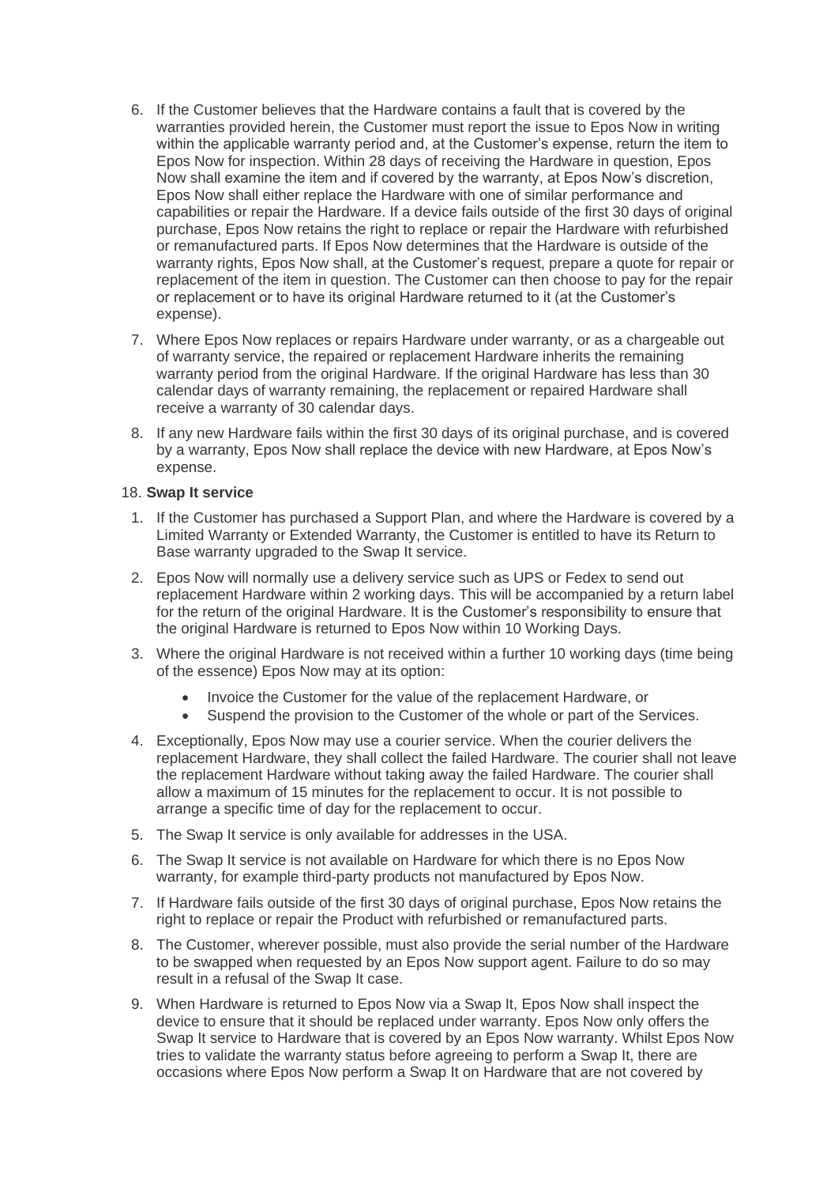6. If the Customer believes that the Hardware contains a fault that is covered by the warranties provided herein, the Customer must report the issue to Epos Now in writing within the applicable warranty period and, at the Customer's expense, return the item to Epos Now for inspection. Within 28 days of receiving the Hardware in question, Epos Now shall examine the item and if covered by the warranty, at Epos Now's discretion, Epos Now shall either replace the Hardware with one of similar performance and capabilities or repair the Hardware. If a device fails outside of the first 30 days of original purchase, Epos Now retains the right to replace or repair the Hardware with refurbished or remanufactured parts. If Epos Now determines that the Hardware is outside of the warranty rights, Epos Now shall, at the Customer's request, prepare a quote for repair or replacement of the item in question. The Customer can then choose to pay for the repair or replacement or to have its original Hardware returned to it (at the Customer's expense).
7. Where Epos Now replaces or repairs Hardware under warranty, or as a chargeable out of warranty service, the repaired or replacement Hardware inherits the remaining warranty period from the original Hardware. If the original Hardware has less than 30 calendar days of warranty remaining, the replacement or repaired Hardware shall receive a warranty of 30 calendar days.
8. If any new Hardware fails within the first 30 days of its original purchase, and is covered by a warranty, Epos Now shall replace the device with new Hardware, at Epos Now's expense.

18. **Swap It service**

1. If the Customer has purchased a Support Plan, and where the Hardware is covered by a Limited Warranty or Extended Warranty, the Customer is entitled to have its Return to Base warranty upgraded to the Swap It service.
2. Epos Now will normally use a delivery service such as UPS or Fedex to send out replacement Hardware within 2 working days. This will be accompanied by a return label for the return of the original Hardware. It is the Customer's responsibility to ensure that the original Hardware is returned to Epos Now within 10 Working Days.
3. Where the original Hardware is not received within a further 10 working days (time being of the essence) Epos Now may at its option:
   - Invoice the Customer for the value of the replacement Hardware, or
   - Suspend the provision to the Customer of the whole or part of the Services.
4. Exceptionally, Epos Now may use a courier service. When the courier delivers the replacement Hardware, they shall collect the failed Hardware. The courier shall not leave the replacement Hardware without taking away the failed Hardware. The courier shall allow a maximum of 15 minutes for the replacement to occur. It is not possible to arrange a specific time of day for the replacement to occur.
5. The Swap It service is only available for addresses in the USA.
6. The Swap It service is not available on Hardware for which there is no Epos Now warranty, for example third-party products not manufactured by Epos Now.
7. If Hardware fails outside of the first 30 days of original purchase, Epos Now retains the right to replace or repair the Product with refurbished or remanufactured parts.
8. The Customer, wherever possible, must also provide the serial number of the Hardware to be swapped when requested by an Epos Now support agent. Failure to do so may result in a refusal of the Swap It case.
9. When Hardware is returned to Epos Now via a Swap It, Epos Now shall inspect the device to ensure that it should be replaced under warranty. Epos Now only offers the Swap It service to Hardware that is covered by an Epos Now warranty. Whilst Epos Now tries to validate the warranty status before agreeing to perform a Swap It, there are occasions where Epos Now perform a Swap It on Hardware that are not covered by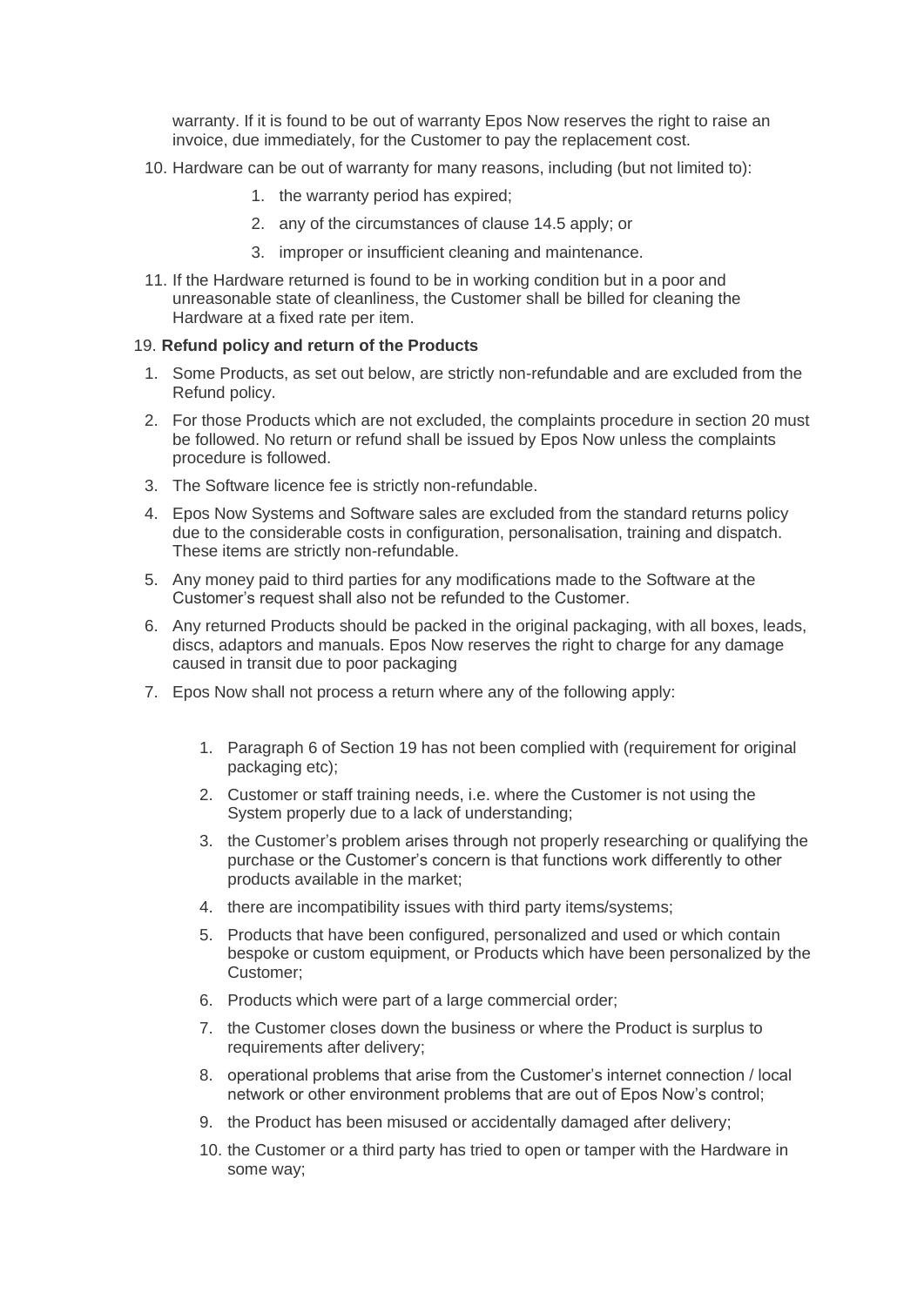warranty. If it is found to be out of warranty Epos Now reserves the right to raise an invoice, due immediately, for the Customer to pay the replacement cost.

10. Hardware can be out of warranty for many reasons, including (but not limited to):
    1. the warranty period has expired;
    2. any of the circumstances of clause 14.5 apply; or
    3. improper or insufficient cleaning and maintenance.
11. If the Hardware returned is found to be in working condition but in a poor and unreasonable state of cleanliness, the Customer shall be billed for cleaning the Hardware at a fixed rate per item.

19. **Refund policy and return of the Products**

1. Some Products, as set out below, are strictly non-refundable and are excluded from the Refund policy.
2. For those Products which are not excluded, the complaints procedure in section 20 must be followed. No return or refund shall be issued by Epos Now unless the complaints procedure is followed.
3. The Software licence fee is strictly non-refundable.
4. Epos Now Systems and Software sales are excluded from the standard returns policy due to the considerable costs in configuration, personalisation, training and dispatch. These items are strictly non-refundable.
5. Any money paid to third parties for any modifications made to the Software at the Customer's request shall also not be refunded to the Customer.
6. Any returned Products should be packed in the original packaging, with all boxes, leads, discs, adaptors and manuals. Epos Now reserves the right to charge for any damage caused in transit due to poor packaging
7. Epos Now shall not process a return where any of the following apply:
    1. Paragraph 6 of Section 19 has not been complied with (requirement for original packaging etc);
    2. Customer or staff training needs, i.e. where the Customer is not using the System properly due to a lack of understanding;
    3. the Customer's problem arises through not properly researching or qualifying the purchase or the Customer's concern is that functions work differently to other products available in the market;
    4. there are incompatibility issues with third party items/systems;
    5. Products that have been configured, personalized and used or which contain bespoke or custom equipment, or Products which have been personalized by the Customer;
    6. Products which were part of a large commercial order;
    7. the Customer closes down the business or where the Product is surplus to requirements after delivery;
    8. operational problems that arise from the Customer's internet connection / local network or other environment problems that are out of Epos Now's control;
    9. the Product has been misused or accidentally damaged after delivery;
    10. the Customer or a third party has tried to open or tamper with the Hardware in some way;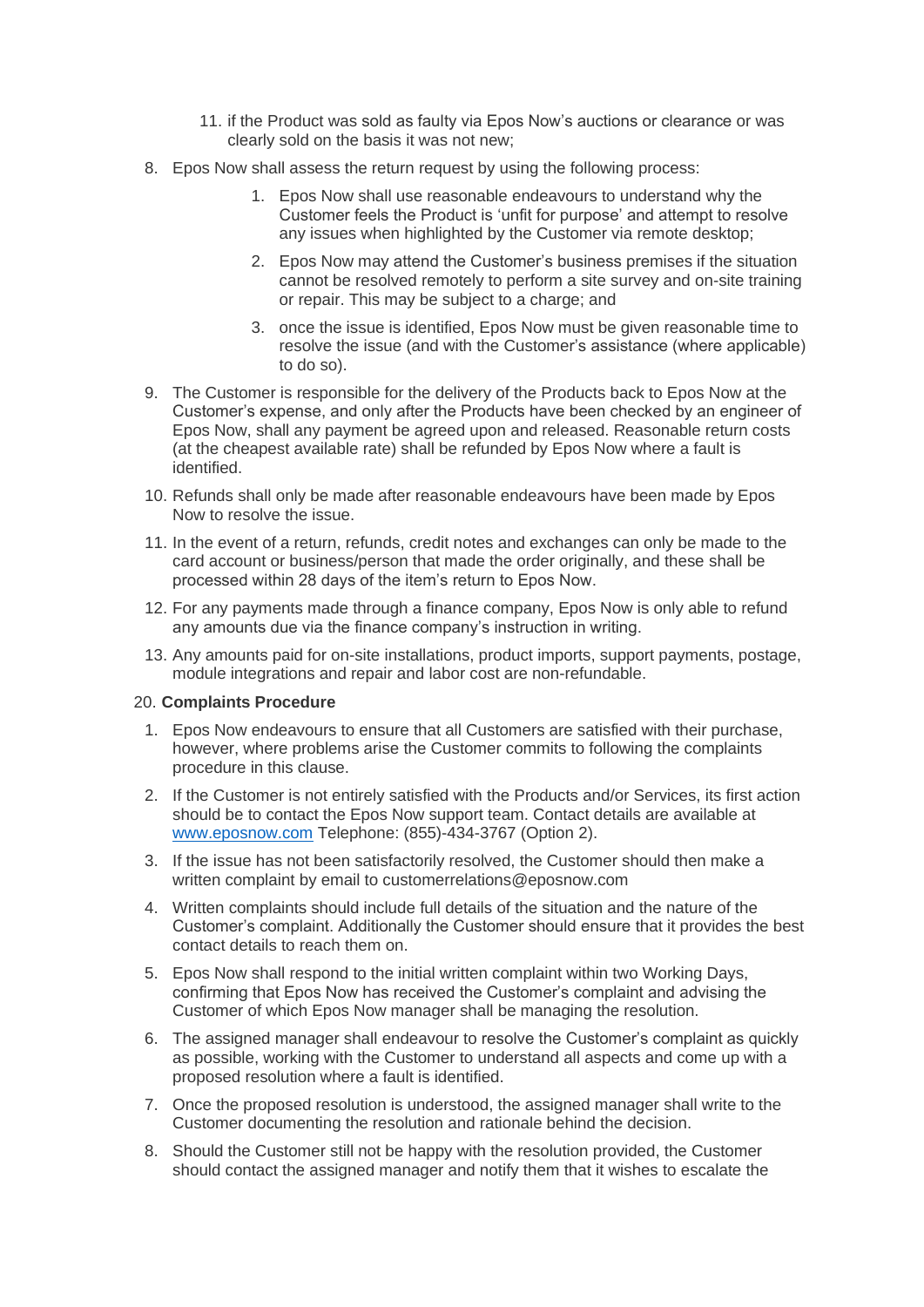11. if the Product was sold as faulty via Epos Now's auctions or clearance or was clearly sold on the basis it was not new;

8. Epos Now shall assess the return request by using the following process:
    1. Epos Now shall use reasonable endeavours to understand why the Customer feels the Product is 'unfit for purpose' and attempt to resolve any issues when highlighted by the Customer via remote desktop;
    2. Epos Now may attend the Customer's business premises if the situation cannot be resolved remotely to perform a site survey and on-site training or repair. This may be subject to a charge; and
    3. once the issue is identified, Epos Now must be given reasonable time to resolve the issue (and with the Customer's assistance (where applicable) to do so).
9. The Customer is responsible for the delivery of the Products back to Epos Now at the Customer's expense, and only after the Products have been checked by an engineer of Epos Now, shall any payment be agreed upon and released. Reasonable return costs (at the cheapest available rate) shall be refunded by Epos Now where a fault is identified.
10. Refunds shall only be made after reasonable endeavours have been made by Epos Now to resolve the issue.
11. In the event of a return, refunds, credit notes and exchanges can only be made to the card account or business/person that made the order originally, and these shall be processed within 28 days of the item's return to Epos Now.
12. For any payments made through a finance company, Epos Now is only able to refund any amounts due via the finance company's instruction in writing.
13. Any amounts paid for on-site installations, product imports, support payments, postage, module integrations and repair and labor cost are non-refundable.

20. **Complaints Procedure**

1. Epos Now endeavours to ensure that all Customers are satisfied with their purchase, however, where problems arise the Customer commits to following the complaints procedure in this clause.
2. If the Customer is not entirely satisfied with the Products and/or Services, its first action should be to contact the Epos Now support team. Contact details are available at [www.eposnow.com](http://www.eposnow.com) Telephone: (855)-434-3767 (Option 2).
3. If the issue has not been satisfactorily resolved, the Customer should then make a written complaint by email to customerrelations@eposnow.com
4. Written complaints should include full details of the situation and the nature of the Customer's complaint. Additionally the Customer should ensure that it provides the best contact details to reach them on.
5. Epos Now shall respond to the initial written complaint within two Working Days, confirming that Epos Now has received the Customer's complaint and advising the Customer of which Epos Now manager shall be managing the resolution.
6. The assigned manager shall endeavour to resolve the Customer's complaint as quickly as possible, working with the Customer to understand all aspects and come up with a proposed resolution where a fault is identified.
7. Once the proposed resolution is understood, the assigned manager shall write to the Customer documenting the resolution and rationale behind the decision.
8. Should the Customer still not be happy with the resolution provided, the Customer should contact the assigned manager and notify them that it wishes to escalate the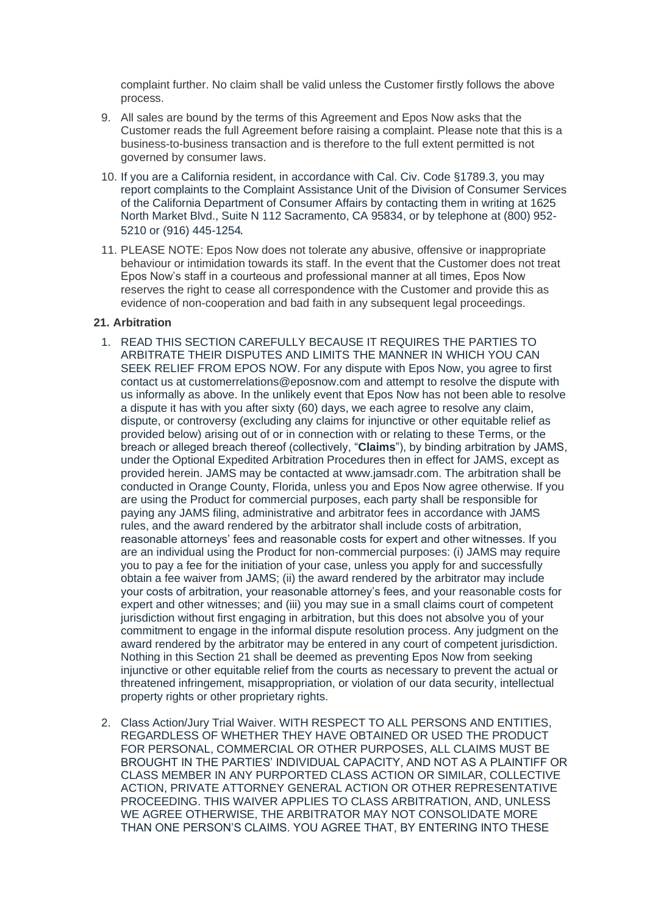complaint further. No claim shall be valid unless the Customer firstly follows the above process.

9. All sales are bound by the terms of this Agreement and Epos Now asks that the Customer reads the full Agreement before raising a complaint. Please note that this is a business-to-business transaction and is therefore to the full extent permitted is not governed by consumer laws.
10. If you are a California resident, in accordance with Cal. Civ. Code §1789.3, you may report complaints to the Complaint Assistance Unit of the Division of Consumer Services of the California Department of Consumer Affairs by contacting them in writing at 1625 North Market Blvd., Suite N 112 Sacramento, CA 95834, or by telephone at (800) 952-5210 or (916) 445-1254.
11. PLEASE NOTE: Epos Now does not tolerate any abusive, offensive or inappropriate behaviour or intimidation towards its staff. In the event that the Customer does not treat Epos Now's staff in a courteous and professional manner at all times, Epos Now reserves the right to cease all correspondence with the Customer and provide this as evidence of non-cooperation and bad faith in any subsequent legal proceedings.

**21. Arbitration**

1. READ THIS SECTION CAREFULLY BECAUSE IT REQUIRES THE PARTIES TO ARBITRATE THEIR DISPUTES AND LIMITS THE MANNER IN WHICH YOU CAN SEEK RELIEF FROM EPOS NOW. For any dispute with Epos Now, you agree to first contact us at customerrelations@eposnow.com and attempt to resolve the dispute with us informally as above. In the unlikely event that Epos Now has not been able to resolve a dispute it has with you after sixty (60) days, we each agree to resolve any claim, dispute, or controversy (excluding any claims for injunctive or other equitable relief as provided below) arising out of or in connection with or relating to these Terms, or the breach or alleged breach thereof (collectively, "**Claims**"), by binding arbitration by JAMS, under the Optional Expedited Arbitration Procedures then in effect for JAMS, except as provided herein. JAMS may be contacted at www.jamsadr.com. The arbitration shall be conducted in Orange County, Florida, unless you and Epos Now agree otherwise. If you are using the Product for commercial purposes, each party shall be responsible for paying any JAMS filing, administrative and arbitrator fees in accordance with JAMS rules, and the award rendered by the arbitrator shall include costs of arbitration, reasonable attorneys' fees and reasonable costs for expert and other witnesses. If you are an individual using the Product for non-commercial purposes: (i) JAMS may require you to pay a fee for the initiation of your case, unless you apply for and successfully obtain a fee waiver from JAMS; (ii) the award rendered by the arbitrator may include your costs of arbitration, your reasonable attorney's fees, and your reasonable costs for expert and other witnesses; and (iii) you may sue in a small claims court of competent jurisdiction without first engaging in arbitration, but this does not absolve you of your commitment to engage in the informal dispute resolution process. Any judgment on the award rendered by the arbitrator may be entered in any court of competent jurisdiction. Nothing in this Section 21 shall be deemed as preventing Epos Now from seeking injunctive or other equitable relief from the courts as necessary to prevent the actual or threatened infringement, misappropriation, or violation of our data security, intellectual property rights or other proprietary rights.
2. Class Action/Jury Trial Waiver. WITH RESPECT TO ALL PERSONS AND ENTITIES, REGARDLESS OF WHETHER THEY HAVE OBTAINED OR USED THE PRODUCT FOR PERSONAL, COMMERCIAL OR OTHER PURPOSES, ALL CLAIMS MUST BE BROUGHT IN THE PARTIES' INDIVIDUAL CAPACITY, AND NOT AS A PLAINTIFF OR CLASS MEMBER IN ANY PURPORTED CLASS ACTION OR SIMILAR, COLLECTIVE ACTION, PRIVATE ATTORNEY GENERAL ACTION OR OTHER REPRESENTATIVE PROCEEDING. THIS WAIVER APPLIES TO CLASS ARBITRATION, AND, UNLESS WE AGREE OTHERWISE, THE ARBITRATOR MAY NOT CONSOLIDATE MORE THAN ONE PERSON'S CLAIMS. YOU AGREE THAT, BY ENTERING INTO THESE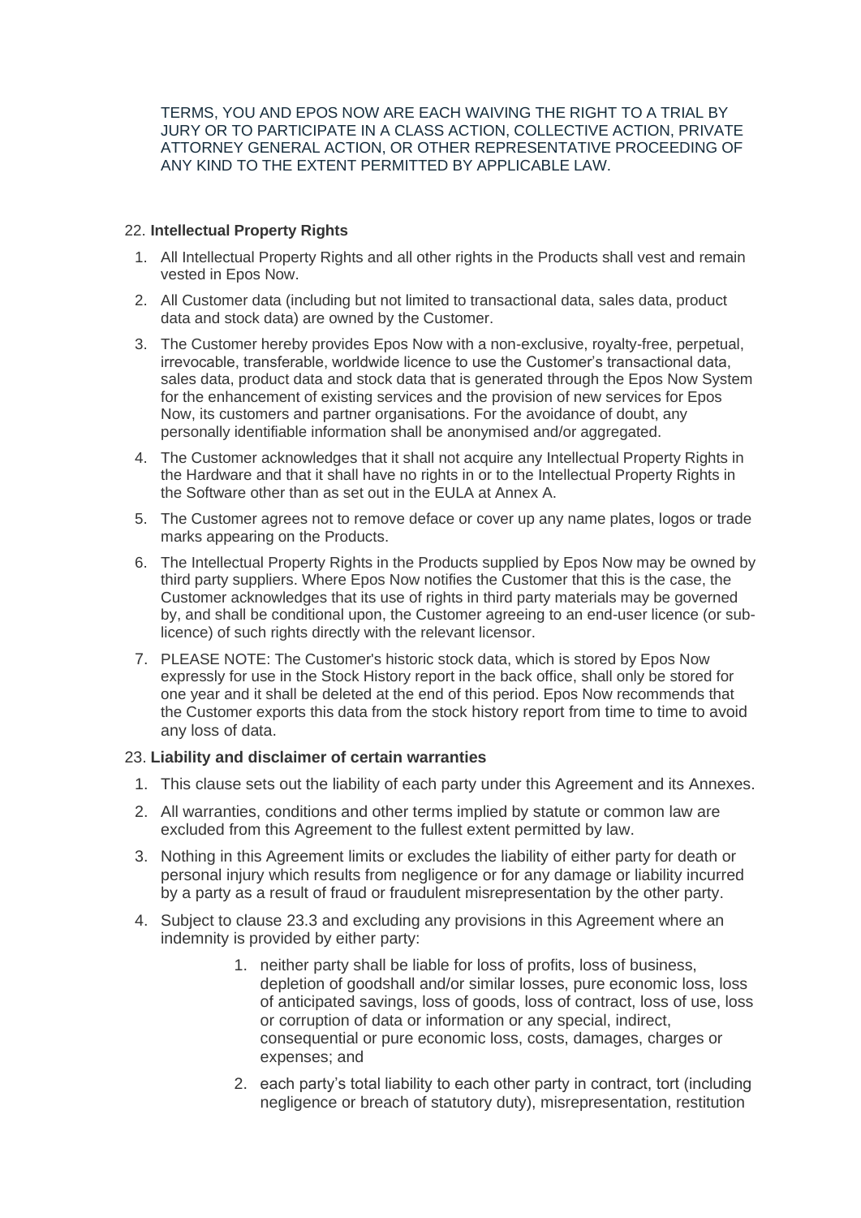TERMS, YOU AND EPOS NOW ARE EACH WAIVING THE RIGHT TO A TRIAL BY JURY OR TO PARTICIPATE IN A CLASS ACTION, COLLECTIVE ACTION, PRIVATE ATTORNEY GENERAL ACTION, OR OTHER REPRESENTATIVE PROCEEDING OF ANY KIND TO THE EXTENT PERMITTED BY APPLICABLE LAW.

22. **Intellectual Property Rights**

1. All Intellectual Property Rights and all other rights in the Products shall vest and remain vested in Epos Now.
2. All Customer data (including but not limited to transactional data, sales data, product data and stock data) are owned by the Customer.
3. The Customer hereby provides Epos Now with a non-exclusive, royalty-free, perpetual, irrevocable, transferable, worldwide licence to use the Customer's transactional data, sales data, product data and stock data that is generated through the Epos Now System for the enhancement of existing services and the provision of new services for Epos Now, its customers and partner organisations. For the avoidance of doubt, any personally identifiable information shall be anonymised and/or aggregated.
4. The Customer acknowledges that it shall not acquire any Intellectual Property Rights in the Hardware and that it shall have no rights in or to the Intellectual Property Rights in the Software other than as set out in the EULA at Annex A.
5. The Customer agrees not to remove deface or cover up any name plates, logos or trade marks appearing on the Products.
6. The Intellectual Property Rights in the Products supplied by Epos Now may be owned by third party suppliers. Where Epos Now notifies the Customer that this is the case, the Customer acknowledges that its use of rights in third party materials may be governed by, and shall be conditional upon, the Customer agreeing to an end-user licence (or sub-licence) of such rights directly with the relevant licensor.
7. PLEASE NOTE: The Customer's historic stock data, which is stored by Epos Now expressly for use in the Stock History report in the back office, shall only be stored for one year and it shall be deleted at the end of this period. Epos Now recommends that the Customer exports this data from the stock history report from time to time to avoid any loss of data.

23. **Liability and disclaimer of certain warranties**

1. This clause sets out the liability of each party under this Agreement and its Annexes.
2. All warranties, conditions and other terms implied by statute or common law are excluded from this Agreement to the fullest extent permitted by law.
3. Nothing in this Agreement limits or excludes the liability of either party for death or personal injury which results from negligence or for any damage or liability incurred by a party as a result of fraud or fraudulent misrepresentation by the other party.
4. Subject to clause 23.3 and excluding any provisions in this Agreement where an indemnity is provided by either party:
    1. neither party shall be liable for loss of profits, loss of business, depletion of goodshall and/or similar losses, pure economic loss, loss of anticipated savings, loss of goods, loss of contract, loss of use, loss or corruption of data or information or any special, indirect, consequential or pure economic loss, costs, damages, charges or expenses; and
    2. each party's total liability to each other party in contract, tort (including negligence or breach of statutory duty), misrepresentation, restitution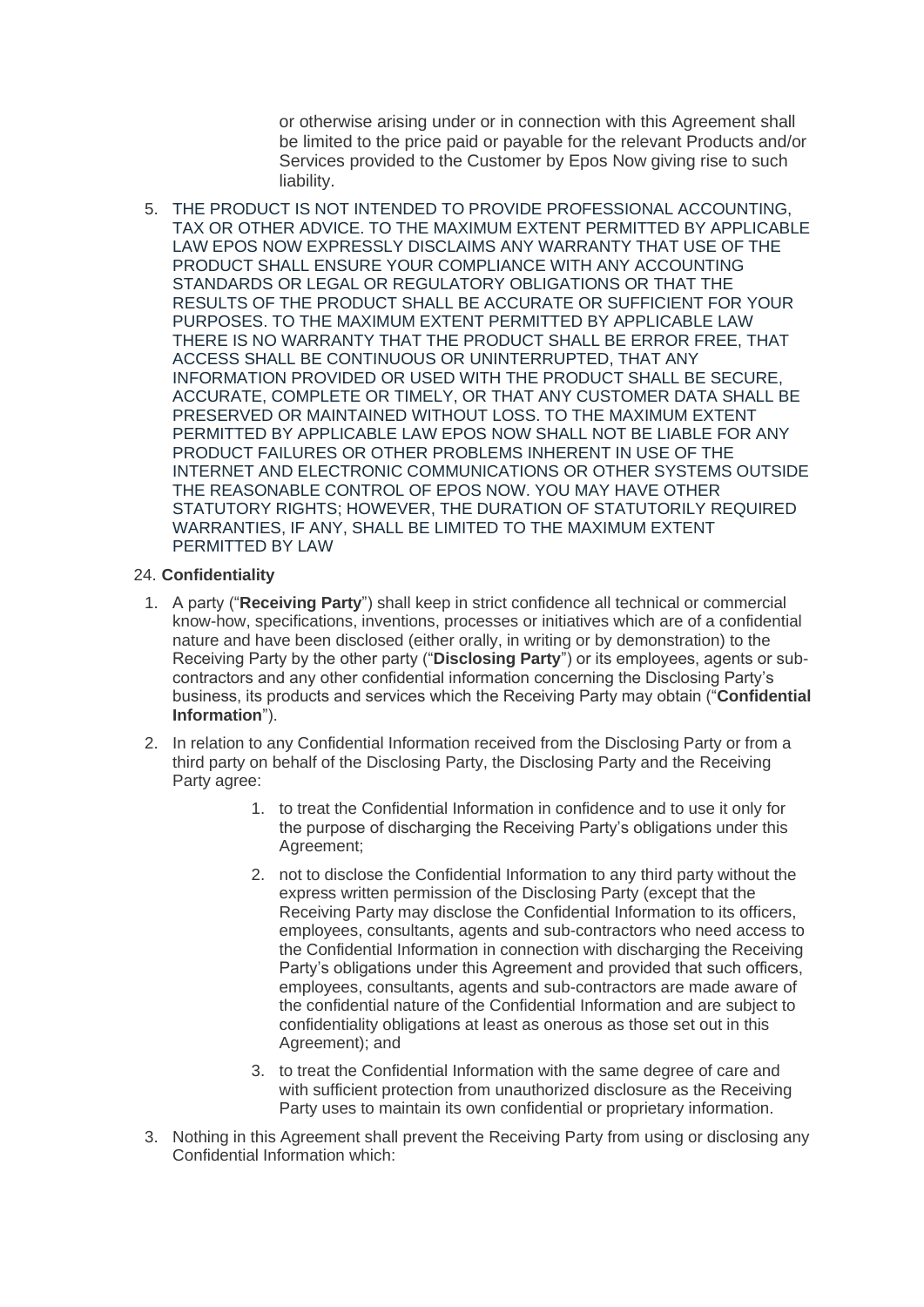or otherwise arising under or in connection with this Agreement shall be limited to the price paid or payable for the relevant Products and/or Services provided to the Customer by Epos Now giving rise to such liability.

5. THE PRODUCT IS NOT INTENDED TO PROVIDE PROFESSIONAL ACCOUNTING, TAX OR OTHER ADVICE. TO THE MAXIMUM EXTENT PERMITTED BY APPLICABLE LAW EPOS NOW EXPRESSLY DISCLAIMS ANY WARRANTY THAT USE OF THE PRODUCT SHALL ENSURE YOUR COMPLIANCE WITH ANY ACCOUNTING STANDARDS OR LEGAL OR REGULATORY OBLIGATIONS OR THAT THE RESULTS OF THE PRODUCT SHALL BE ACCURATE OR SUFFICIENT FOR YOUR PURPOSES. TO THE MAXIMUM EXTENT PERMITTED BY APPLICABLE LAW THERE IS NO WARRANTY THAT THE PRODUCT SHALL BE ERROR FREE, THAT ACCESS SHALL BE CONTINUOUS OR UNINTERRUPTED, THAT ANY INFORMATION PROVIDED OR USED WITH THE PRODUCT SHALL BE SECURE, ACCURATE, COMPLETE OR TIMELY, OR THAT ANY CUSTOMER DATA SHALL BE PRESERVED OR MAINTAINED WITHOUT LOSS. TO THE MAXIMUM EXTENT PERMITTED BY APPLICABLE LAW EPOS NOW SHALL NOT BE LIABLE FOR ANY PRODUCT FAILURES OR OTHER PROBLEMS INHERENT IN USE OF THE INTERNET AND ELECTRONIC COMMUNICATIONS OR OTHER SYSTEMS OUTSIDE THE REASONABLE CONTROL OF EPOS NOW. YOU MAY HAVE OTHER STATUTORY RIGHTS; HOWEVER, THE DURATION OF STATUTORILY REQUIRED WARRANTIES, IF ANY, SHALL BE LIMITED TO THE MAXIMUM EXTENT PERMITTED BY LAW

24. **Confidentiality**

1. A party ("**Receiving Party**") shall keep in strict confidence all technical or commercial know-how, specifications, inventions, processes or initiatives which are of a confidential nature and have been disclosed (either orally, in writing or by demonstration) to the Receiving Party by the other party ("**Disclosing Party**") or its employees, agents or sub-contractors and any other confidential information concerning the Disclosing Party's business, its products and services which the Receiving Party may obtain ("**Confidential Information**").
2. In relation to any Confidential Information received from the Disclosing Party or from a third party on behalf of the Disclosing Party, the Disclosing Party and the Receiving Party agree:
    1. to treat the Confidential Information in confidence and to use it only for the purpose of discharging the Receiving Party's obligations under this Agreement;
    2. not to disclose the Confidential Information to any third party without the express written permission of the Disclosing Party (except that the Receiving Party may disclose the Confidential Information to its officers, employees, consultants, agents and sub-contractors who need access to the Confidential Information in connection with discharging the Receiving Party's obligations under this Agreement and provided that such officers, employees, consultants, agents and sub-contractors are made aware of the confidential nature of the Confidential Information and are subject to confidentiality obligations at least as onerous as those set out in this Agreement); and
    3. to treat the Confidential Information with the same degree of care and with sufficient protection from unauthorized disclosure as the Receiving Party uses to maintain its own confidential or proprietary information.
3. Nothing in this Agreement shall prevent the Receiving Party from using or disclosing any Confidential Information which: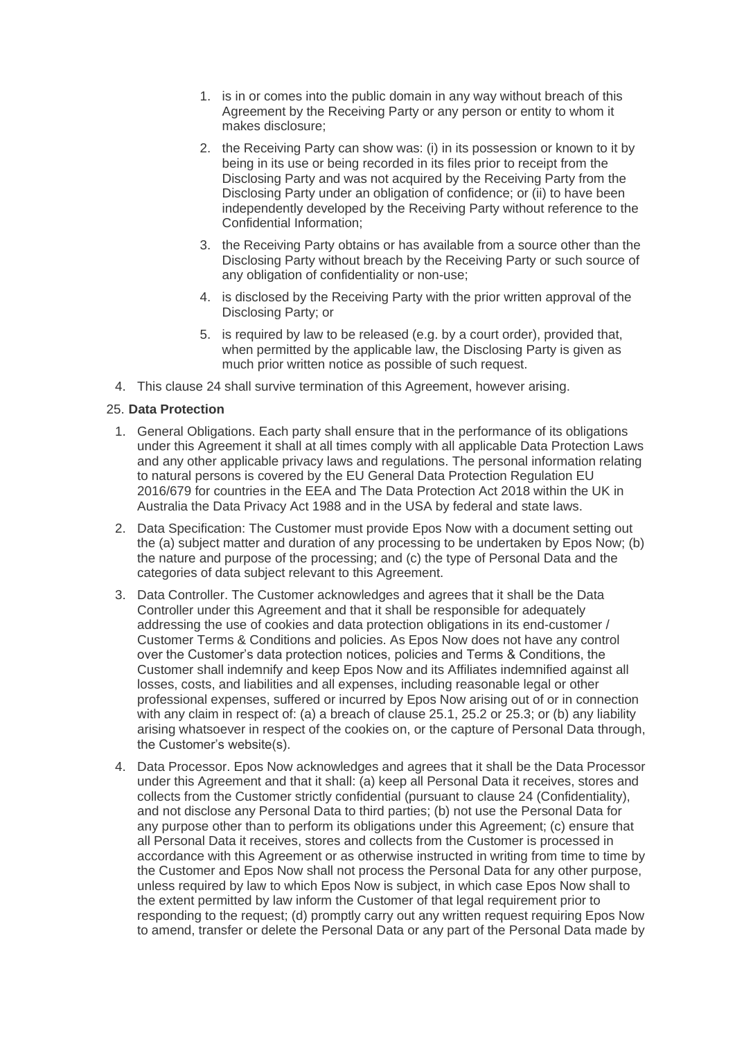1. is in or comes into the public domain in any way without breach of this Agreement by the Receiving Party or any person or entity to whom it makes disclosure;
2. the Receiving Party can show was: (i) in its possession or known to it by being in its use or being recorded in its files prior to receipt from the Disclosing Party and was not acquired by the Receiving Party from the Disclosing Party under an obligation of confidence; or (ii) to have been independently developed by the Receiving Party without reference to the Confidential Information;
3. the Receiving Party obtains or has available from a source other than the Disclosing Party without breach by the Receiving Party or such source of any obligation of confidentiality or non-use;
4. is disclosed by the Receiving Party with the prior written approval of the Disclosing Party; or
5. is required by law to be released (e.g. by a court order), provided that, when permitted by the applicable law, the Disclosing Party is given as much prior written notice as possible of such request.

4. This clause 24 shall survive termination of this Agreement, however arising.

25. **Data Protection**

1. General Obligations. Each party shall ensure that in the performance of its obligations under this Agreement it shall at all times comply with all applicable Data Protection Laws and any other applicable privacy laws and regulations. The personal information relating to natural persons is covered by the EU General Data Protection Regulation EU 2016/679 for countries in the EEA and The Data Protection Act 2018 within the UK in Australia the Data Privacy Act 1988 and in the USA by federal and state laws.
2. Data Specification: The Customer must provide Epos Now with a document setting out the (a) subject matter and duration of any processing to be undertaken by Epos Now; (b) the nature and purpose of the processing; and (c) the type of Personal Data and the categories of data subject relevant to this Agreement.
3. Data Controller. The Customer acknowledges and agrees that it shall be the Data Controller under this Agreement and that it shall be responsible for adequately addressing the use of cookies and data protection obligations in its end-customer / Customer Terms & Conditions and policies. As Epos Now does not have any control over the Customer's data protection notices, policies and Terms & Conditions, the Customer shall indemnify and keep Epos Now and its Affiliates indemnified against all losses, costs, and liabilities and all expenses, including reasonable legal or other professional expenses, suffered or incurred by Epos Now arising out of or in connection with any claim in respect of: (a) a breach of clause 25.1, 25.2 or 25.3; or (b) any liability arising whatsoever in respect of the cookies on, or the capture of Personal Data through, the Customer's website(s).
4. Data Processor. Epos Now acknowledges and agrees that it shall be the Data Processor under this Agreement and that it shall: (a) keep all Personal Data it receives, stores and collects from the Customer strictly confidential (pursuant to clause 24 (Confidentiality), and not disclose any Personal Data to third parties; (b) not use the Personal Data for any purpose other than to perform its obligations under this Agreement; (c) ensure that all Personal Data it receives, stores and collects from the Customer is processed in accordance with this Agreement or as otherwise instructed in writing from time to time by the Customer and Epos Now shall not process the Personal Data for any other purpose, unless required by law to which Epos Now is subject, in which case Epos Now shall to the extent permitted by law inform the Customer of that legal requirement prior to responding to the request; (d) promptly carry out any written request requiring Epos Now to amend, transfer or delete the Personal Data or any part of the Personal Data made by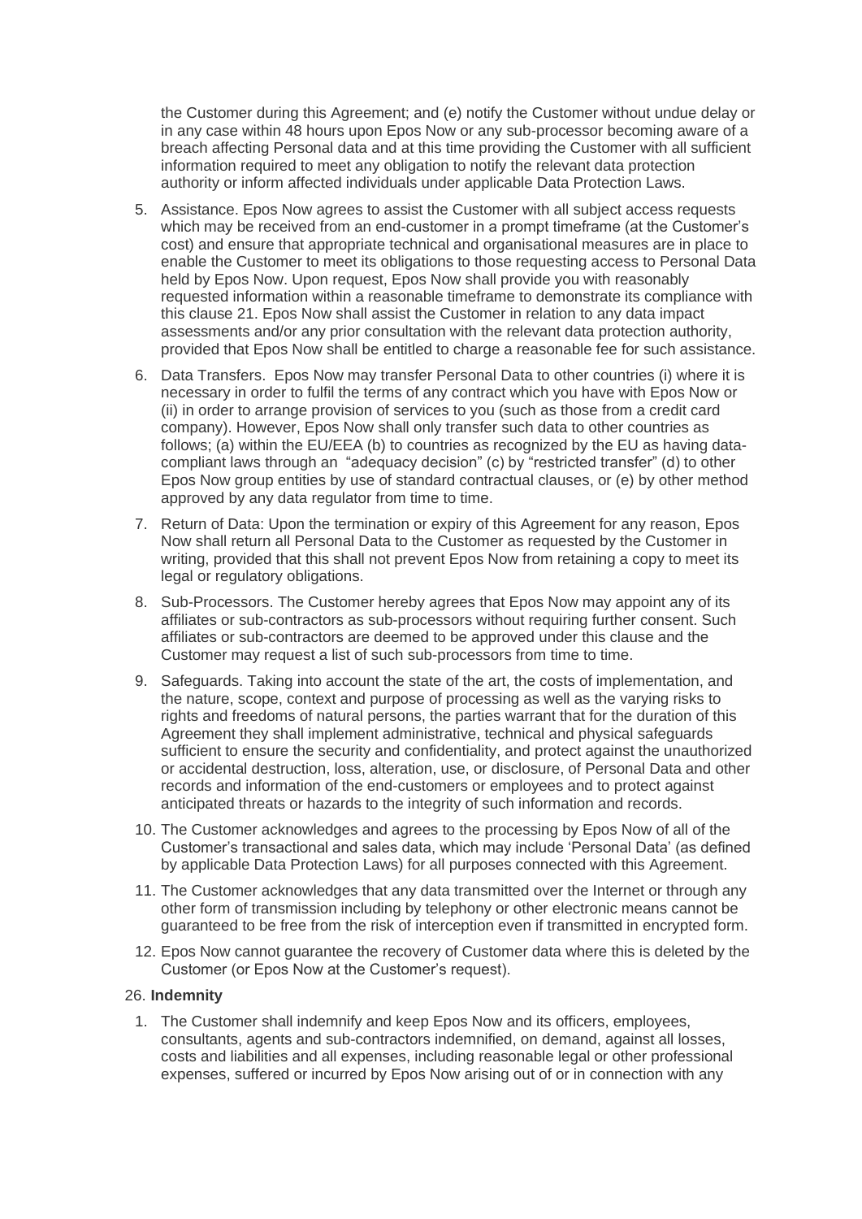the Customer during this Agreement; and (e) notify the Customer without undue delay or in any case within 48 hours upon Epos Now or any sub-processor becoming aware of a breach affecting Personal data and at this time providing the Customer with all sufficient information required to meet any obligation to notify the relevant data protection authority or inform affected individuals under applicable Data Protection Laws.

5. Assistance. Epos Now agrees to assist the Customer with all subject access requests which may be received from an end-customer in a prompt timeframe (at the Customer's cost) and ensure that appropriate technical and organisational measures are in place to enable the Customer to meet its obligations to those requesting access to Personal Data held by Epos Now. Upon request, Epos Now shall provide you with reasonably requested information within a reasonable timeframe to demonstrate its compliance with this clause 21. Epos Now shall assist the Customer in relation to any data impact assessments and/or any prior consultation with the relevant data protection authority, provided that Epos Now shall be entitled to charge a reasonable fee for such assistance.
6. Data Transfers. Epos Now may transfer Personal Data to other countries (i) where it is necessary in order to fulfil the terms of any contract which you have with Epos Now or (ii) in order to arrange provision of services to you (such as those from a credit card company). However, Epos Now shall only transfer such data to other countries as follows; (a) within the EU/EEA (b) to countries as recognized by the EU as having data-compliant laws through an "adequacy decision" (c) by "restricted transfer" (d) to other Epos Now group entities by use of standard contractual clauses, or (e) by other method approved by any data regulator from time to time.
7. Return of Data: Upon the termination or expiry of this Agreement for any reason, Epos Now shall return all Personal Data to the Customer as requested by the Customer in writing, provided that this shall not prevent Epos Now from retaining a copy to meet its legal or regulatory obligations.
8. Sub-Processors. The Customer hereby agrees that Epos Now may appoint any of its affiliates or sub-contractors as sub-processors without requiring further consent. Such affiliates or sub-contractors are deemed to be approved under this clause and the Customer may request a list of such sub-processors from time to time.
9. Safeguards. Taking into account the state of the art, the costs of implementation, and the nature, scope, context and purpose of processing as well as the varying risks to rights and freedoms of natural persons, the parties warrant that for the duration of this Agreement they shall implement administrative, technical and physical safeguards sufficient to ensure the security and confidentiality, and protect against the unauthorized or accidental destruction, loss, alteration, use, or disclosure, of Personal Data and other records and information of the end-customers or employees and to protect against anticipated threats or hazards to the integrity of such information and records.
10. The Customer acknowledges and agrees to the processing by Epos Now of all of the Customer's transactional and sales data, which may include 'Personal Data' (as defined by applicable Data Protection Laws) for all purposes connected with this Agreement.
11. The Customer acknowledges that any data transmitted over the Internet or through any other form of transmission including by telephony or other electronic means cannot be guaranteed to be free from the risk of interception even if transmitted in encrypted form.
12. Epos Now cannot guarantee the recovery of Customer data where this is deleted by the Customer (or Epos Now at the Customer's request).

26. **Indemnity**

1. The Customer shall indemnify and keep Epos Now and its officers, employees, consultants, agents and sub-contractors indemnified, on demand, against all losses, costs and liabilities and all expenses, including reasonable legal or other professional expenses, suffered or incurred by Epos Now arising out of or in connection with any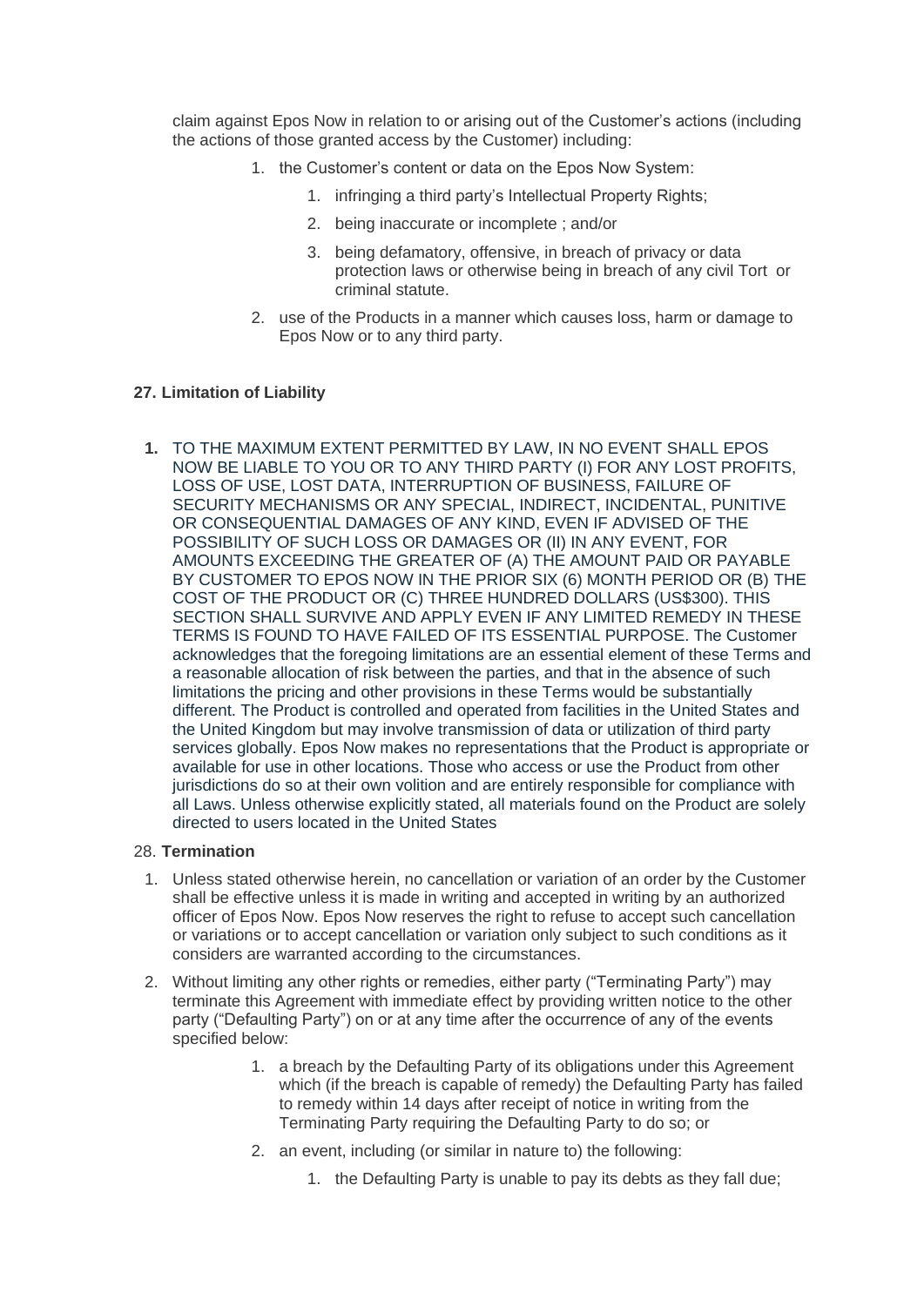claim against Epos Now in relation to or arising out of the Customer's actions (including the actions of those granted access by the Customer) including:

1. the Customer's content or data on the Epos Now System:
    1. infringing a third party's Intellectual Property Rights;
    2. being inaccurate or incomplete ; and/or
    3. being defamatory, offensive, in breach of privacy or data protection laws or otherwise being in breach of any civil Tort or criminal statute.
2. use of the Products in a manner which causes loss, harm or damage to Epos Now or to any third party.

**27. Limitation of Liability**

1. TO THE MAXIMUM EXTENT PERMITTED BY LAW, IN NO EVENT SHALL EPOS NOW BE LIABLE TO YOU OR TO ANY THIRD PARTY (I) FOR ANY LOST PROFITS, LOSS OF USE, LOST DATA, INTERRUPTION OF BUSINESS, FAILURE OF SECURITY MECHANISMS OR ANY SPECIAL, INDIRECT, INCIDENTAL, PUNITIVE OR CONSEQUENTIAL DAMAGES OF ANY KIND, EVEN IF ADVISED OF THE POSSIBILITY OF SUCH LOSS OR DAMAGES OR (II) IN ANY EVENT, FOR AMOUNTS EXCEEDING THE GREATER OF (A) THE AMOUNT PAID OR PAYABLE BY CUSTOMER TO EPOS NOW IN THE PRIOR SIX (6) MONTH PERIOD OR (B) THE COST OF THE PRODUCT OR (C) THREE HUNDRED DOLLARS (US$300). THIS SECTION SHALL SURVIVE AND APPLY EVEN IF ANY LIMITED REMEDY IN THESE TERMS IS FOUND TO HAVE FAILED OF ITS ESSENTIAL PURPOSE. The Customer acknowledges that the foregoing limitations are an essential element of these Terms and a reasonable allocation of risk between the parties, and that in the absence of such limitations the pricing and other provisions in these Terms would be substantially different. The Product is controlled and operated from facilities in the United States and the United Kingdom but may involve transmission of data or utilization of third party services globally. Epos Now makes no representations that the Product is appropriate or available for use in other locations. Those who access or use the Product from other jurisdictions do so at their own volition and are entirely responsible for compliance with all Laws. Unless otherwise explicitly stated, all materials found on the Product are solely directed to users located in the United States

28. **Termination**

1. Unless stated otherwise herein, no cancellation or variation of an order by the Customer shall be effective unless it is made in writing and accepted in writing by an authorized officer of Epos Now. Epos Now reserves the right to refuse to accept such cancellation or variations or to accept cancellation or variation only subject to such conditions as it considers are warranted according to the circumstances.
2. Without limiting any other rights or remedies, either party ("Terminating Party") may terminate this Agreement with immediate effect by providing written notice to the other party ("Defaulting Party") on or at any time after the occurrence of any of the events specified below:
    1. a breach by the Defaulting Party of its obligations under this Agreement which (if the breach is capable of remedy) the Defaulting Party has failed to remedy within 14 days after receipt of notice in writing from the Terminating Party requiring the Defaulting Party to do so; or
    2. an event, including (or similar in nature to) the following:
        1. the Defaulting Party is unable to pay its debts as they fall due;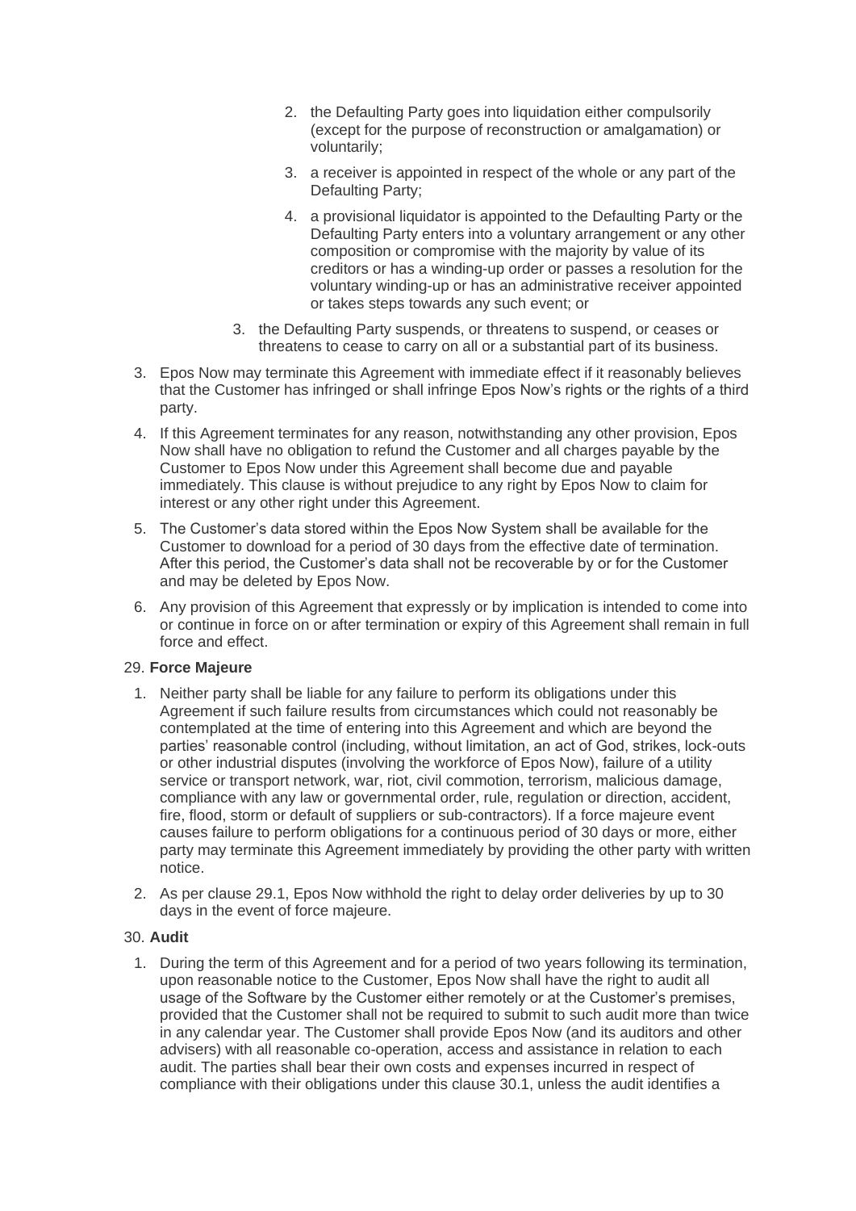2. the Defaulting Party goes into liquidation either compulsorily (except for the purpose of reconstruction or amalgamation) or voluntarily;
3. a receiver is appointed in respect of the whole or any part of the Defaulting Party;
4. a provisional liquidator is appointed to the Defaulting Party or the Defaulting Party enters into a voluntary arrangement or any other composition or compromise with the majority by value of its creditors or has a winding-up order or passes a resolution for the voluntary winding-up or has an administrative receiver appointed or takes steps towards any such event; or

3. the Defaulting Party suspends, or threatens to suspend, or ceases or threatens to cease to carry on all or a substantial part of its business.

3. Epos Now may terminate this Agreement with immediate effect if it reasonably believes that the Customer has infringed or shall infringe Epos Now's rights or the rights of a third party.
4. If this Agreement terminates for any reason, notwithstanding any other provision, Epos Now shall have no obligation to refund the Customer and all charges payable by the Customer to Epos Now under this Agreement shall become due and payable immediately. This clause is without prejudice to any right by Epos Now to claim for interest or any other right under this Agreement.
5. The Customer's data stored within the Epos Now System shall be available for the Customer to download for a period of 30 days from the effective date of termination. After this period, the Customer's data shall not be recoverable by or for the Customer and may be deleted by Epos Now.
6. Any provision of this Agreement that expressly or by implication is intended to come into or continue in force on or after termination or expiry of this Agreement shall remain in full force and effect.

29. **Force Majeure**

1. Neither party shall be liable for any failure to perform its obligations under this Agreement if such failure results from circumstances which could not reasonably be contemplated at the time of entering into this Agreement and which are beyond the parties' reasonable control (including, without limitation, an act of God, strikes, lock-outs or other industrial disputes (involving the workforce of Epos Now), failure of a utility service or transport network, war, riot, civil commotion, terrorism, malicious damage, compliance with any law or governmental order, rule, regulation or direction, accident, fire, flood, storm or default of suppliers or sub-contractors). If a force majeure event causes failure to perform obligations for a continuous period of 30 days or more, either party may terminate this Agreement immediately by providing the other party with written notice.
2. As per clause 29.1, Epos Now withhold the right to delay order deliveries by up to 30 days in the event of force majeure.

30. **Audit**

1. During the term of this Agreement and for a period of two years following its termination, upon reasonable notice to the Customer, Epos Now shall have the right to audit all usage of the Software by the Customer either remotely or at the Customer's premises, provided that the Customer shall not be required to submit to such audit more than twice in any calendar year. The Customer shall provide Epos Now (and its auditors and other advisers) with all reasonable co-operation, access and assistance in relation to each audit. The parties shall bear their own costs and expenses incurred in respect of compliance with their obligations under this clause 30.1, unless the audit identifies a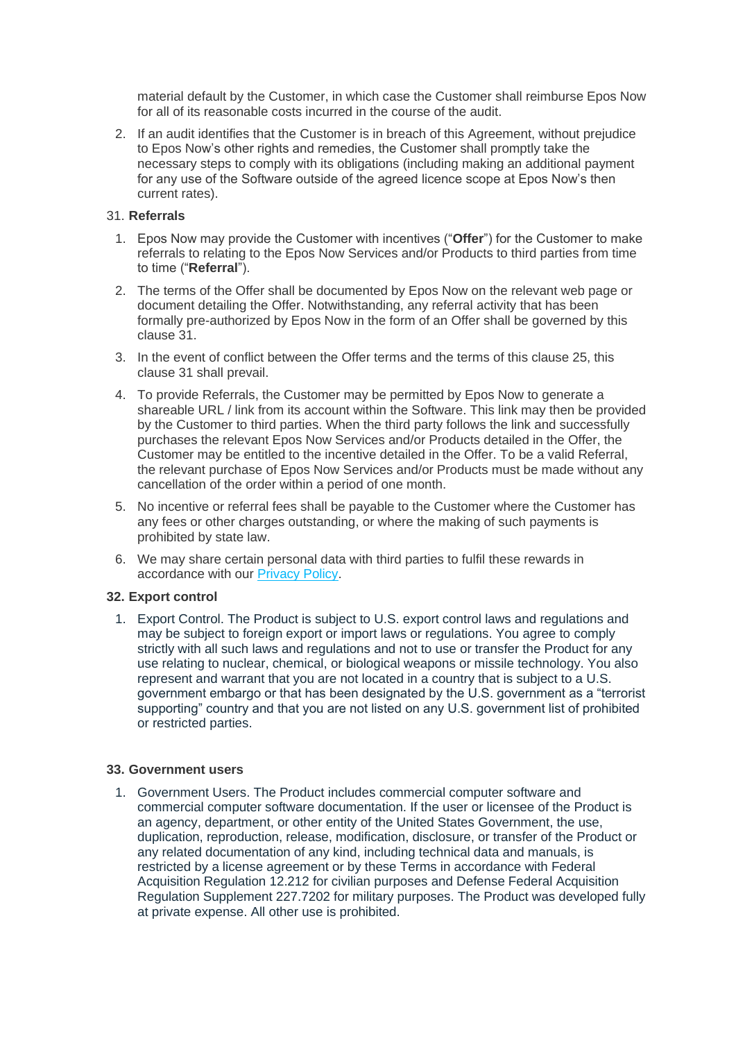material default by the Customer, in which case the Customer shall reimburse Epos Now for all of its reasonable costs incurred in the course of the audit.

2. If an audit identifies that the Customer is in breach of this Agreement, without prejudice to Epos Now's other rights and remedies, the Customer shall promptly take the necessary steps to comply with its obligations (including making an additional payment for any use of the Software outside of the agreed licence scope at Epos Now's then current rates).

31. **Referrals**

1. Epos Now may provide the Customer with incentives ("**Offer**") for the Customer to make referrals to relating to the Epos Now Services and/or Products to third parties from time to time ("**Referral**").
2. The terms of the Offer shall be documented by Epos Now on the relevant web page or document detailing the Offer. Notwithstanding, any referral activity that has been formally pre-authorized by Epos Now in the form of an Offer shall be governed by this clause 31.
3. In the event of conflict between the Offer terms and the terms of this clause 25, this clause 31 shall prevail.
4. To provide Referrals, the Customer may be permitted by Epos Now to generate a shareable URL / link from its account within the Software. This link may then be provided by the Customer to third parties. When the third party follows the link and successfully purchases the relevant Epos Now Services and/or Products detailed in the Offer, the Customer may be entitled to the incentive detailed in the Offer. To be a valid Referral, the relevant purchase of Epos Now Services and/or Products must be made without any cancellation of the order within a period of one month.
5. No incentive or referral fees shall be payable to the Customer where the Customer has any fees or other charges outstanding, or where the making of such payments is prohibited by state law.
6. We may share certain personal data with third parties to fulfil these rewards in accordance with our Privacy Policy.

**32. Export control**

1. Export Control. The Product is subject to U.S. export control laws and regulations and may be subject to foreign export or import laws or regulations. You agree to comply strictly with all such laws and regulations and not to use or transfer the Product for any use relating to nuclear, chemical, or biological weapons or missile technology. You also represent and warrant that you are not located in a country that is subject to a U.S. government embargo or that has been designated by the U.S. government as a "terrorist supporting" country and that you are not listed on any U.S. government list of prohibited or restricted parties.

**33. Government users**

1. Government Users. The Product includes commercial computer software and commercial computer software documentation. If the user or licensee of the Product is an agency, department, or other entity of the United States Government, the use, duplication, reproduction, release, modification, disclosure, or transfer of the Product or any related documentation of any kind, including technical data and manuals, is restricted by a license agreement or by these Terms in accordance with Federal Acquisition Regulation 12.212 for civilian purposes and Defense Federal Acquisition Regulation Supplement 227.7202 for military purposes. The Product was developed fully at private expense. All other use is prohibited.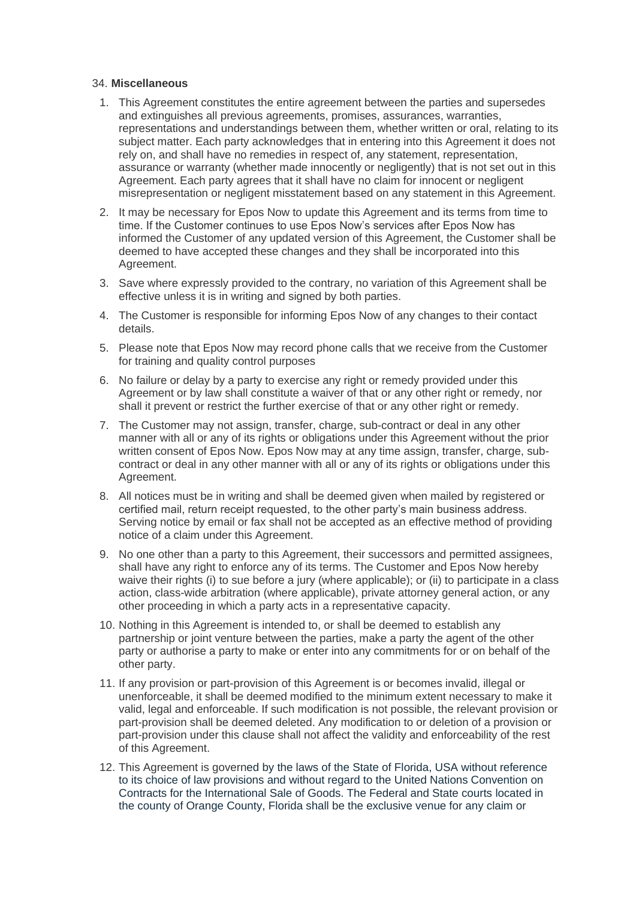34. **Miscellaneous**

1. This Agreement constitutes the entire agreement between the parties and supersedes and extinguishes all previous agreements, promises, assurances, warranties, representations and understandings between them, whether written or oral, relating to its subject matter. Each party acknowledges that in entering into this Agreement it does not rely on, and shall have no remedies in respect of, any statement, representation, assurance or warranty (whether made innocently or negligently) that is not set out in this Agreement. Each party agrees that it shall have no claim for innocent or negligent misrepresentation or negligent misstatement based on any statement in this Agreement.
2. It may be necessary for Epos Now to update this Agreement and its terms from time to time. If the Customer continues to use Epos Now's services after Epos Now has informed the Customer of any updated version of this Agreement, the Customer shall be deemed to have accepted these changes and they shall be incorporated into this Agreement.
3. Save where expressly provided to the contrary, no variation of this Agreement shall be effective unless it is in writing and signed by both parties.
4. The Customer is responsible for informing Epos Now of any changes to their contact details.
5. Please note that Epos Now may record phone calls that we receive from the Customer for training and quality control purposes
6. No failure or delay by a party to exercise any right or remedy provided under this Agreement or by law shall constitute a waiver of that or any other right or remedy, nor shall it prevent or restrict the further exercise of that or any other right or remedy.
7. The Customer may not assign, transfer, charge, sub-contract or deal in any other manner with all or any of its rights or obligations under this Agreement without the prior written consent of Epos Now. Epos Now may at any time assign, transfer, charge, sub-contract or deal in any other manner with all or any of its rights or obligations under this Agreement.
8. All notices must be in writing and shall be deemed given when mailed by registered or certified mail, return receipt requested, to the other party's main business address. Serving notice by email or fax shall not be accepted as an effective method of providing notice of a claim under this Agreement.
9. No one other than a party to this Agreement, their successors and permitted assignees, shall have any right to enforce any of its terms. The Customer and Epos Now hereby waive their rights (i) to sue before a jury (where applicable); or (ii) to participate in a class action, class-wide arbitration (where applicable), private attorney general action, or any other proceeding in which a party acts in a representative capacity.
10. Nothing in this Agreement is intended to, or shall be deemed to establish any partnership or joint venture between the parties, make a party the agent of the other party or authorise a party to make or enter into any commitments for or on behalf of the other party.
11. If any provision or part-provision of this Agreement is or becomes invalid, illegal or unenforceable, it shall be deemed modified to the minimum extent necessary to make it valid, legal and enforceable. If such modification is not possible, the relevant provision or part-provision shall be deemed deleted. Any modification to or deletion of a provision or part-provision under this clause shall not affect the validity and enforceability of the rest of this Agreement.
12. This Agreement is governed by the laws of the State of Florida, USA without reference to its choice of law provisions and without regard to the United Nations Convention on Contracts for the International Sale of Goods. The Federal and State courts located in the county of Orange County, Florida shall be the exclusive venue for any claim or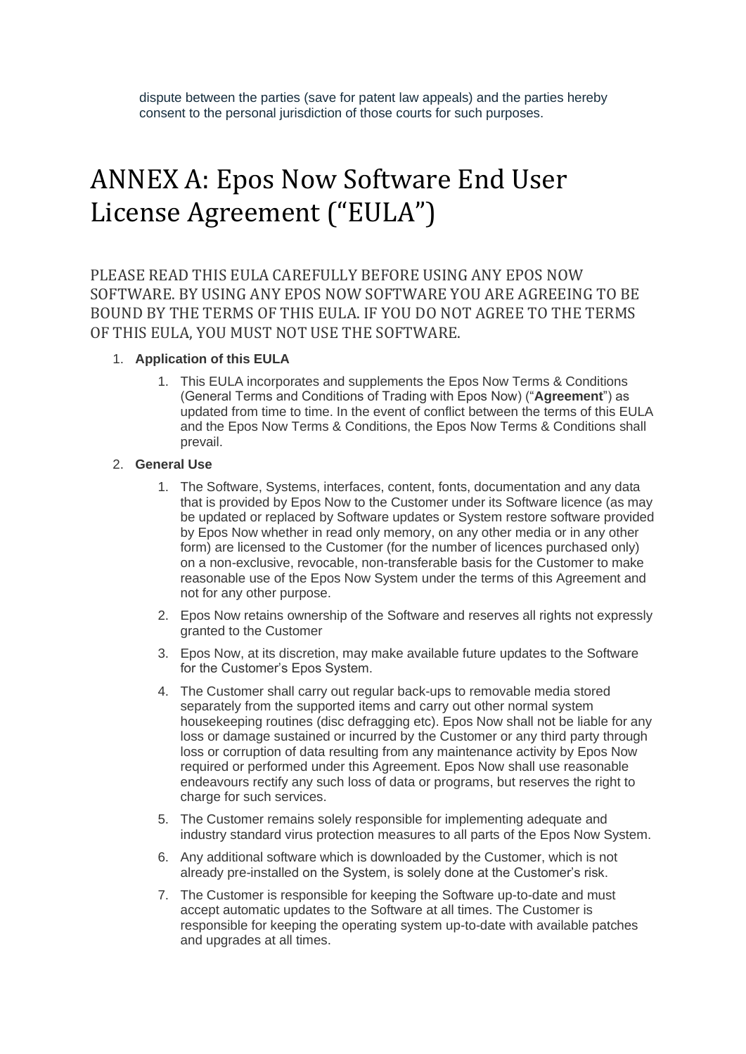dispute between the parties (save for patent law appeals) and the parties hereby consent to the personal jurisdiction of those courts for such purposes.

# ANNEX A: Epos Now Software End User License Agreement ("EULA")

## PLEASE READ THIS EULA CAREFULLY BEFORE USING ANY EPOS NOW SOFTWARE. BY USING ANY EPOS NOW SOFTWARE YOU ARE AGREEING TO BE BOUND BY THE TERMS OF THIS EULA. IF YOU DO NOT AGREE TO THE TERMS OF THIS EULA, YOU MUST NOT USE THE SOFTWARE.

1. **Application of this EULA**
    1. This EULA incorporates and supplements the Epos Now Terms & Conditions (General Terms and Conditions of Trading with Epos Now) ("**Agreement**") as updated from time to time. In the event of conflict between the terms of this EULA and the Epos Now Terms & Conditions, the Epos Now Terms & Conditions shall prevail.
2. **General Use**
    1. The Software, Systems, interfaces, content, fonts, documentation and any data that is provided by Epos Now to the Customer under its Software licence (as may be updated or replaced by Software updates or System restore software provided by Epos Now whether in read only memory, on any other media or in any other form) are licensed to the Customer (for the number of licences purchased only) on a non-exclusive, revocable, non-transferable basis for the Customer to make reasonable use of the Epos Now System under the terms of this Agreement and not for any other purpose.
    2. Epos Now retains ownership of the Software and reserves all rights not expressly granted to the Customer
    3. Epos Now, at its discretion, may make available future updates to the Software for the Customer's Epos System.
    4. The Customer shall carry out regular back-ups to removable media stored separately from the supported items and carry out other normal system housekeeping routines (disc defragging etc). Epos Now shall not be liable for any loss or damage sustained or incurred by the Customer or any third party through loss or corruption of data resulting from any maintenance activity by Epos Now required or performed under this Agreement. Epos Now shall use reasonable endeavours rectify any such loss of data or programs, but reserves the right to charge for such services.
    5. The Customer remains solely responsible for implementing adequate and industry standard virus protection measures to all parts of the Epos Now System.
    6. Any additional software which is downloaded by the Customer, which is not already pre-installed on the System, is solely done at the Customer's risk.
    7. The Customer is responsible for keeping the Software up-to-date and must accept automatic updates to the Software at all times. The Customer is responsible for keeping the operating system up-to-date with available patches and upgrades at all times.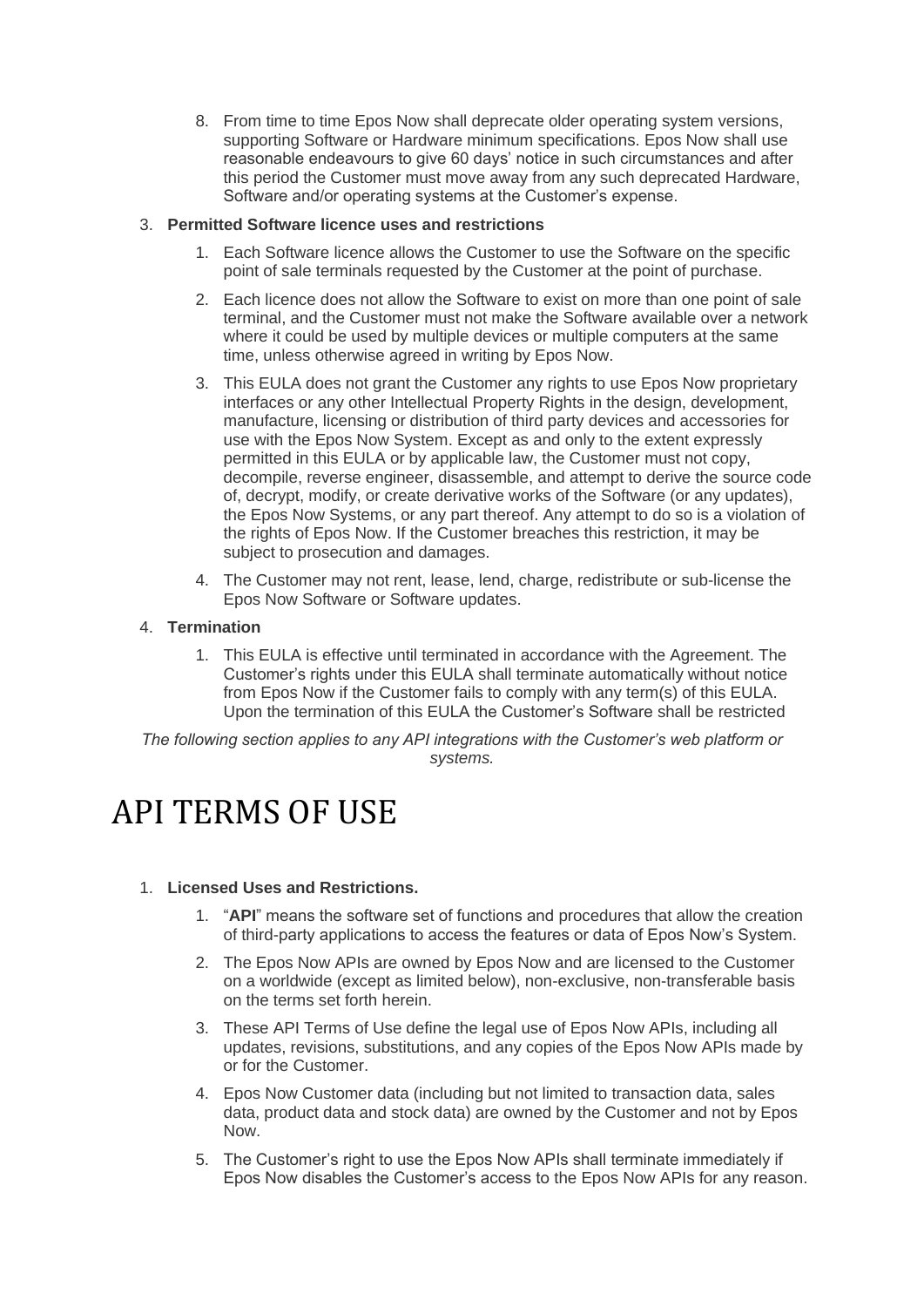8. From time to time Epos Now shall deprecate older operating system versions, supporting Software or Hardware minimum specifications. Epos Now shall use reasonable endeavours to give 60 days' notice in such circumstances and after this period the Customer must move away from any such deprecated Hardware, Software and/or operating systems at the Customer's expense.

3. **Permitted Software licence uses and restrictions**
    1. Each Software licence allows the Customer to use the Software on the specific point of sale terminals requested by the Customer at the point of purchase.
    2. Each licence does not allow the Software to exist on more than one point of sale terminal, and the Customer must not make the Software available over a network where it could be used by multiple devices or multiple computers at the same time, unless otherwise agreed in writing by Epos Now.
    3. This EULA does not grant the Customer any rights to use Epos Now proprietary interfaces or any other Intellectual Property Rights in the design, development, manufacture, licensing or distribution of third party devices and accessories for use with the Epos Now System. Except as and only to the extent expressly permitted in this EULA or by applicable law, the Customer must not copy, decompile, reverse engineer, disassemble, and attempt to derive the source code of, decrypt, modify, or create derivative works of the Software (or any updates), the Epos Now Systems, or any part thereof. Any attempt to do so is a violation of the rights of Epos Now. If the Customer breaches this restriction, it may be subject to prosecution and damages.
    4. The Customer may not rent, lease, lend, charge, redistribute or sub-license the Epos Now Software or Software updates.

4. **Termination**
    1. This EULA is effective until terminated in accordance with the Agreement. The Customer's rights under this EULA shall terminate automatically without notice from Epos Now if the Customer fails to comply with any term(s) of this EULA. Upon the termination of this EULA the Customer's Software shall be restricted

*The following section applies to any API integrations with the Customer's web platform or systems.*

# API TERMS OF USE

1. **Licensed Uses and Restrictions.**
    1. "**API**" means the software set of functions and procedures that allow the creation of third-party applications to access the features or data of Epos Now's System.
    2. The Epos Now APIs are owned by Epos Now and are licensed to the Customer on a worldwide (except as limited below), non-exclusive, non-transferable basis on the terms set forth herein.
    3. These API Terms of Use define the legal use of Epos Now APIs, including all updates, revisions, substitutions, and any copies of the Epos Now APIs made by or for the Customer.
    4. Epos Now Customer data (including but not limited to transaction data, sales data, product data and stock data) are owned by the Customer and not by Epos Now.
    5. The Customer's right to use the Epos Now APIs shall terminate immediately if Epos Now disables the Customer's access to the Epos Now APIs for any reason.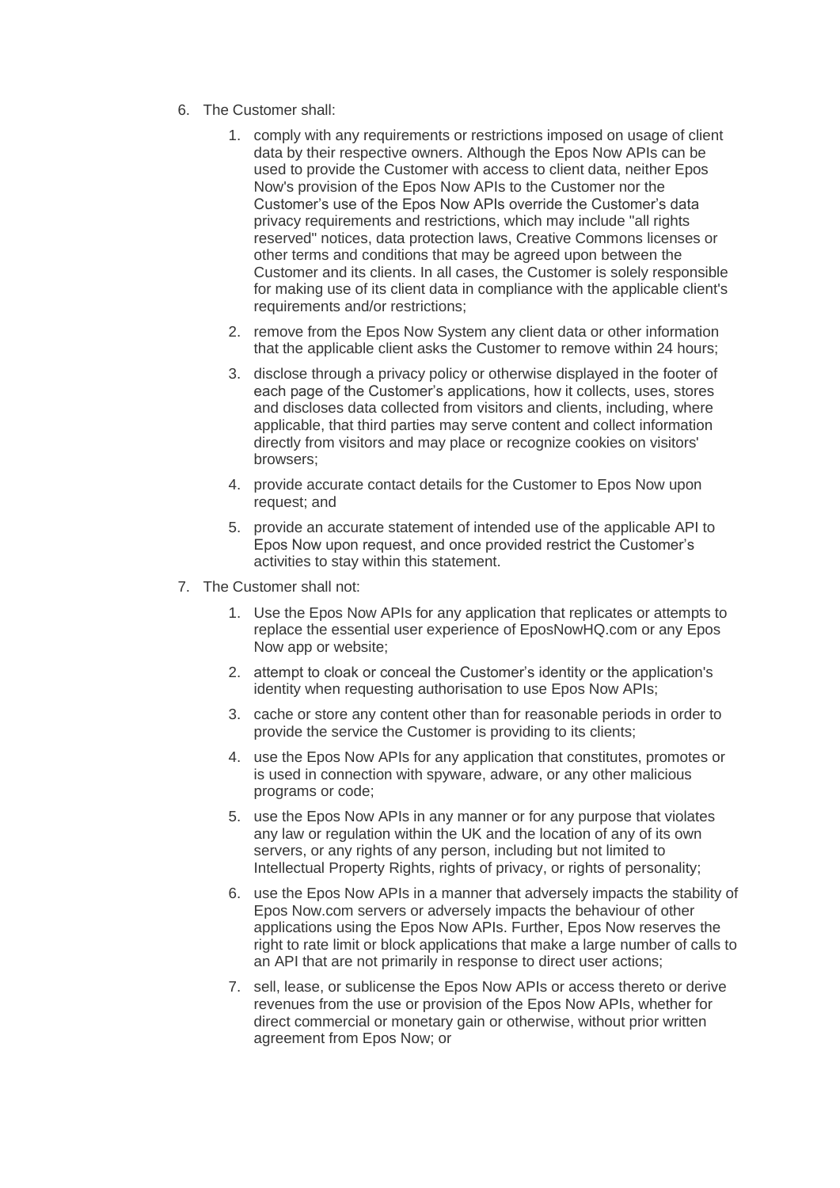6. The Customer shall:

    1. comply with any requirements or restrictions imposed on usage of client data by their respective owners. Although the Epos Now APIs can be used to provide the Customer with access to client data, neither Epos Now's provision of the Epos Now APIs to the Customer nor the Customer's use of the Epos Now APIs override the Customer's data privacy requirements and restrictions, which may include "all rights reserved" notices, data protection laws, Creative Commons licenses or other terms and conditions that may be agreed upon between the Customer and its clients. In all cases, the Customer is solely responsible for making use of its client data in compliance with the applicable client's requirements and/or restrictions;

    2. remove from the Epos Now System any client data or other information that the applicable client asks the Customer to remove within 24 hours;

    3. disclose through a privacy policy or otherwise displayed in the footer of each page of the Customer's applications, how it collects, uses, stores and discloses data collected from visitors and clients, including, where applicable, that third parties may serve content and collect information directly from visitors and may place or recognize cookies on visitors' browsers;

    4. provide accurate contact details for the Customer to Epos Now upon request; and

    5. provide an accurate statement of intended use of the applicable API to Epos Now upon request, and once provided restrict the Customer's activities to stay within this statement.

7. The Customer shall not:

    1. Use the Epos Now APIs for any application that replicates or attempts to replace the essential user experience of EposNowHQ.com or any Epos Now app or website;

    2. attempt to cloak or conceal the Customer's identity or the application's identity when requesting authorisation to use Epos Now APIs;

    3. cache or store any content other than for reasonable periods in order to provide the service the Customer is providing to its clients;

    4. use the Epos Now APIs for any application that constitutes, promotes or is used in connection with spyware, adware, or any other malicious programs or code;

    5. use the Epos Now APIs in any manner or for any purpose that violates any law or regulation within the UK and the location of any of its own servers, or any rights of any person, including but not limited to Intellectual Property Rights, rights of privacy, or rights of personality;

    6. use the Epos Now APIs in a manner that adversely impacts the stability of Epos Now.com servers or adversely impacts the behaviour of other applications using the Epos Now APIs. Further, Epos Now reserves the right to rate limit or block applications that make a large number of calls to an API that are not primarily in response to direct user actions;

    7. sell, lease, or sublicense the Epos Now APIs or access thereto or derive revenues from the use or provision of the Epos Now APIs, whether for direct commercial or monetary gain or otherwise, without prior written agreement from Epos Now; or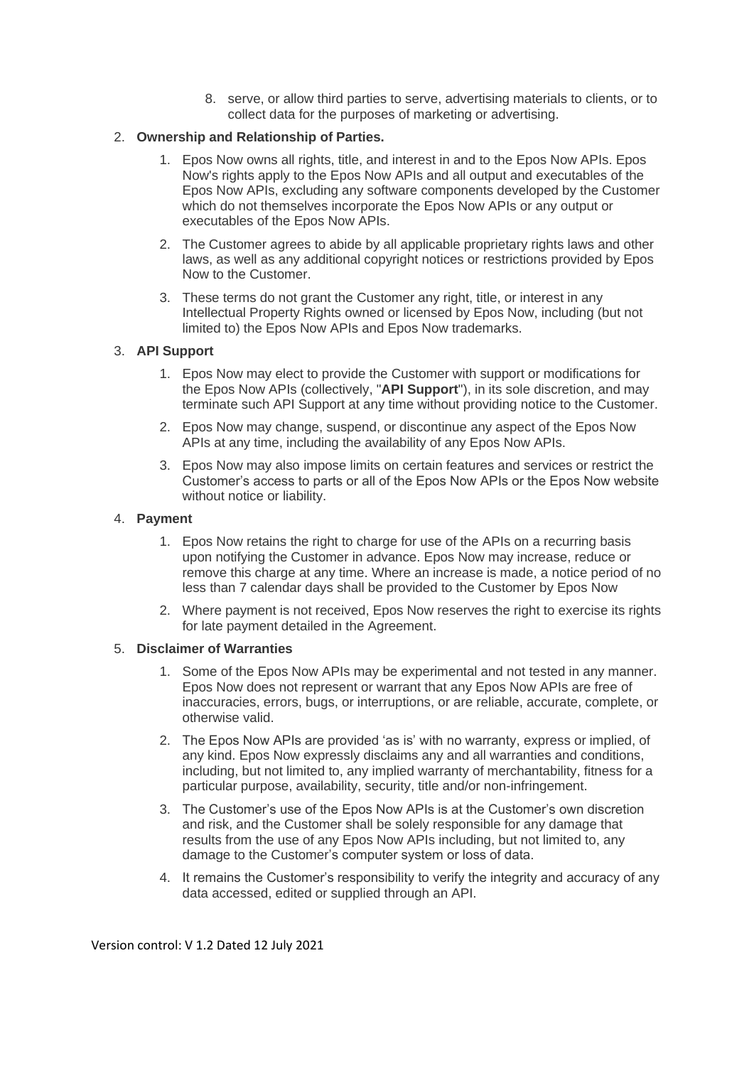8. serve, or allow third parties to serve, advertising materials to clients, or to collect data for the purposes of marketing or advertising.

2. **Ownership and Relationship of Parties.**
    1. Epos Now owns all rights, title, and interest in and to the Epos Now APIs. Epos Now's rights apply to the Epos Now APIs and all output and executables of the Epos Now APIs, excluding any software components developed by the Customer which do not themselves incorporate the Epos Now APIs or any output or executables of the Epos Now APIs.
    2. The Customer agrees to abide by all applicable proprietary rights laws and other laws, as well as any additional copyright notices or restrictions provided by Epos Now to the Customer.
    3. These terms do not grant the Customer any right, title, or interest in any Intellectual Property Rights owned or licensed by Epos Now, including (but not limited to) the Epos Now APIs and Epos Now trademarks.

3. **API Support**
    1. Epos Now may elect to provide the Customer with support or modifications for the Epos Now APIs (collectively, "**API Support**"), in its sole discretion, and may terminate such API Support at any time without providing notice to the Customer.
    2. Epos Now may change, suspend, or discontinue any aspect of the Epos Now APIs at any time, including the availability of any Epos Now APIs.
    3. Epos Now may also impose limits on certain features and services or restrict the Customer's access to parts or all of the Epos Now APIs or the Epos Now website without notice or liability.

4. **Payment**
    1. Epos Now retains the right to charge for use of the APIs on a recurring basis upon notifying the Customer in advance. Epos Now may increase, reduce or remove this charge at any time. Where an increase is made, a notice period of no less than 7 calendar days shall be provided to the Customer by Epos Now
    2. Where payment is not received, Epos Now reserves the right to exercise its rights for late payment detailed in the Agreement.

5. **Disclaimer of Warranties**
    1. Some of the Epos Now APIs may be experimental and not tested in any manner. Epos Now does not represent or warrant that any Epos Now APIs are free of inaccuracies, errors, bugs, or interruptions, or are reliable, accurate, complete, or otherwise valid.
    2. The Epos Now APIs are provided 'as is' with no warranty, express or implied, of any kind. Epos Now expressly disclaims any and all warranties and conditions, including, but not limited to, any implied warranty of merchantability, fitness for a particular purpose, availability, security, title and/or non-infringement.
    3. The Customer's use of the Epos Now APIs is at the Customer's own discretion and risk, and the Customer shall be solely responsible for any damage that results from the use of any Epos Now APIs including, but not limited to, any damage to the Customer's computer system or loss of data.
    4. It remains the Customer's responsibility to verify the integrity and accuracy of any data accessed, edited or supplied through an API.

Version control: V 1.2 Dated 12 July 2021